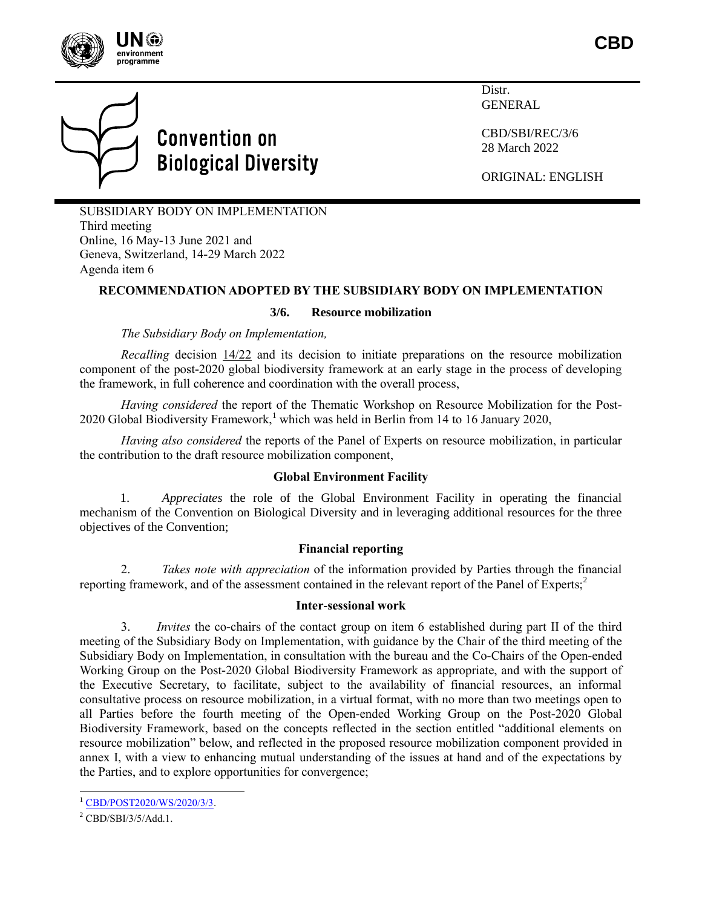CBD

Distr.
GENERAL

CBD/SBI/REC/3/6
28 March 2022

ORIGINAL: ENGLISH

SUBSIDIARY BODY ON IMPLEMENTATION
Third meeting
Online, 16 May-13 June 2021 and
Geneva, Switzerland, 14-29 March 2022
Agenda item 6

# RECOMMENDATION ADOPTED BY THE SUBSIDIARY BODY ON IMPLEMENTATION

## 3/6. Resource mobilization

*The Subsidiary Body on Implementation,*

*Recalling* decision 14/22 and its decision to initiate preparations on the resource mobilization component of the post-2020 global biodiversity framework at an early stage in the process of developing the framework, in full coherence and coordination with the overall process,

*Having considered* the report of the Thematic Workshop on Resource Mobilization for the Post-2020 Global Biodiversity Framework,[1] which was held in Berlin from 14 to 16 January 2020,

*Having also considered* the reports of the Panel of Experts on resource mobilization, in particular the contribution to the draft resource mobilization component,

### Global Environment Facility

1. *Appreciates* the role of the Global Environment Facility in operating the financial mechanism of the Convention on Biological Diversity and in leveraging additional resources for the three objectives of the Convention;

### Financial reporting

2. *Takes note with appreciation* of the information provided by Parties through the financial reporting framework, and of the assessment contained in the relevant report of the Panel of Experts;[2]

### Inter-sessional work

3. *Invites* the co-chairs of the contact group on item 6 established during part II of the third meeting of the Subsidiary Body on Implementation, with guidance by the Chair of the third meeting of the Subsidiary Body on Implementation, in consultation with the bureau and the Co-Chairs of the Open-ended Working Group on the Post-2020 Global Biodiversity Framework as appropriate, and with the support of the Executive Secretary, to facilitate, subject to the availability of financial resources, an informal consultative process on resource mobilization, in a virtual format, with no more than two meetings open to all Parties before the fourth meeting of the Open-ended Working Group on the Post-2020 Global Biodiversity Framework, based on the concepts reflected in the section entitled "additional elements on resource mobilization" below, and reflected in the proposed resource mobilization component provided in annex I, with a view to enhancing mutual understanding of the issues at hand and of the expectations by the Parties, and to explore opportunities for convergence;

---

[1] CBD/POST2020/WS/2020/3/3.

[2] CBD/SBI/3/5/Add.1.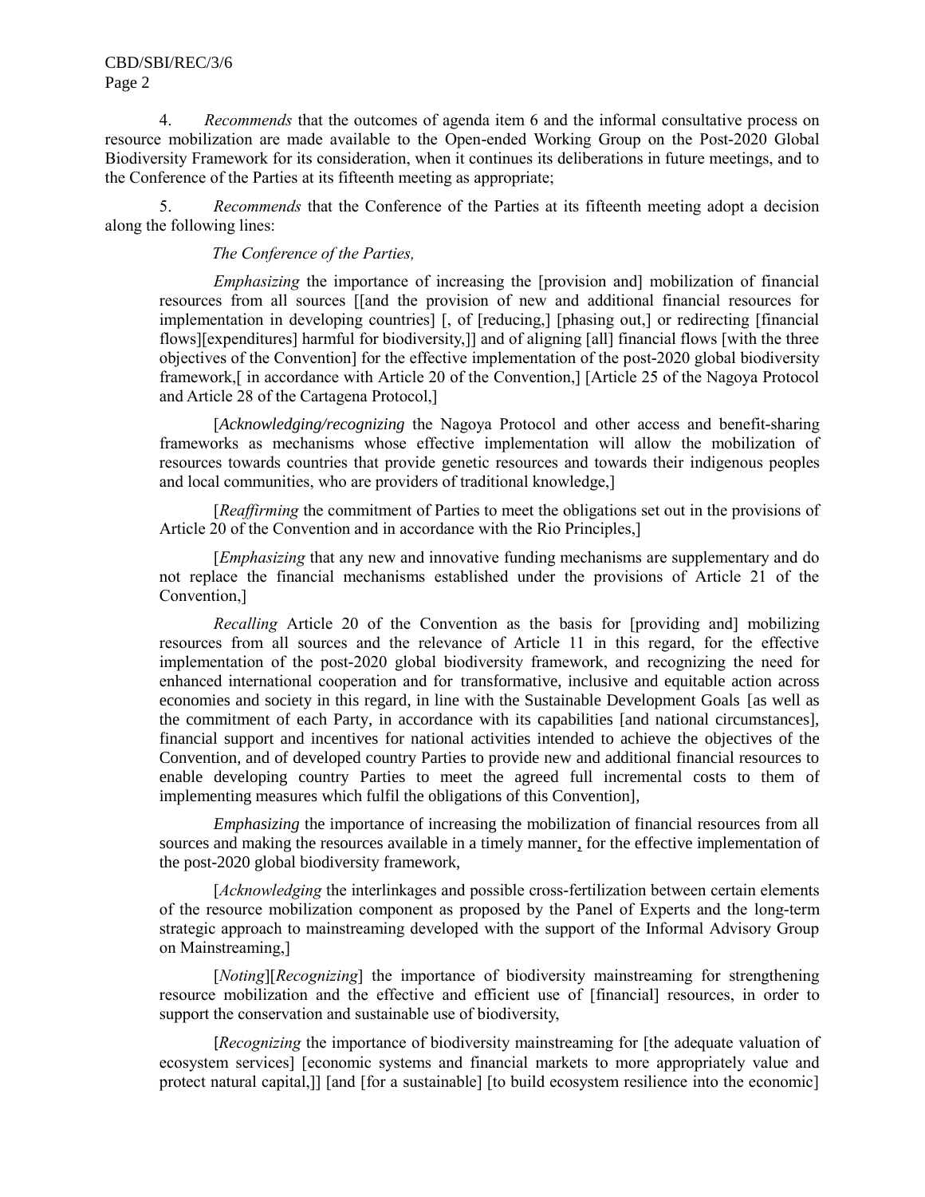4. *Recommends* that the outcomes of agenda item 6 and the informal consultative process on resource mobilization are made available to the Open-ended Working Group on the Post-2020 Global Biodiversity Framework for its consideration, when it continues its deliberations in future meetings, and to the Conference of the Parties at its fifteenth meeting as appropriate;

5. *Recommends* that the Conference of the Parties at its fifteenth meeting adopt a decision along the following lines:

*The Conference of the Parties,*

*Emphasizing* the importance of increasing the [provision and] mobilization of financial resources from all sources [[and the provision of new and additional financial resources for implementation in developing countries] [, of [reducing,] [phasing out,] or redirecting [financial flows][expenditures] harmful for biodiversity,]] and of aligning [all] financial flows [with the three objectives of the Convention] for the effective implementation of the post-2020 global biodiversity framework,[ in accordance with Article 20 of the Convention,] [Article 25 of the Nagoya Protocol and Article 28 of the Cartagena Protocol,]

[*Acknowledging/recognizing* the Nagoya Protocol and other access and benefit-sharing frameworks as mechanisms whose effective implementation will allow the mobilization of resources towards countries that provide genetic resources and towards their indigenous peoples and local communities, who are providers of traditional knowledge,]

[*Reaffirming* the commitment of Parties to meet the obligations set out in the provisions of Article 20 of the Convention and in accordance with the Rio Principles,]

[*Emphasizing* that any new and innovative funding mechanisms are supplementary and do not replace the financial mechanisms established under the provisions of Article 21 of the Convention,]

*Recalling* Article 20 of the Convention as the basis for [providing and] mobilizing resources from all sources and the relevance of Article 11 in this regard, for the effective implementation of the post-2020 global biodiversity framework, and recognizing the need for enhanced international cooperation and for transformative, inclusive and equitable action across economies and society in this regard, in line with the Sustainable Development Goals [as well as the commitment of each Party, in accordance with its capabilities [and national circumstances], financial support and incentives for national activities intended to achieve the objectives of the Convention, and of developed country Parties to provide new and additional financial resources to enable developing country Parties to meet the agreed full incremental costs to them of implementing measures which fulfil the obligations of this Convention],

*Emphasizing* the importance of increasing the mobilization of financial resources from all sources and making the resources available in a timely manner, for the effective implementation of the post-2020 global biodiversity framework,

[*Acknowledging* the interlinkages and possible cross-fertilization between certain elements of the resource mobilization component as proposed by the Panel of Experts and the long-term strategic approach to mainstreaming developed with the support of the Informal Advisory Group on Mainstreaming,]

[*Noting*][*Recognizing*] the importance of biodiversity mainstreaming for strengthening resource mobilization and the effective and efficient use of [financial] resources, in order to support the conservation and sustainable use of biodiversity,

[*Recognizing* the importance of biodiversity mainstreaming for [the adequate valuation of ecosystem services] [economic systems and financial markets to more appropriately value and protect natural capital,]] [and [for a sustainable] [to build ecosystem resilience into the economic]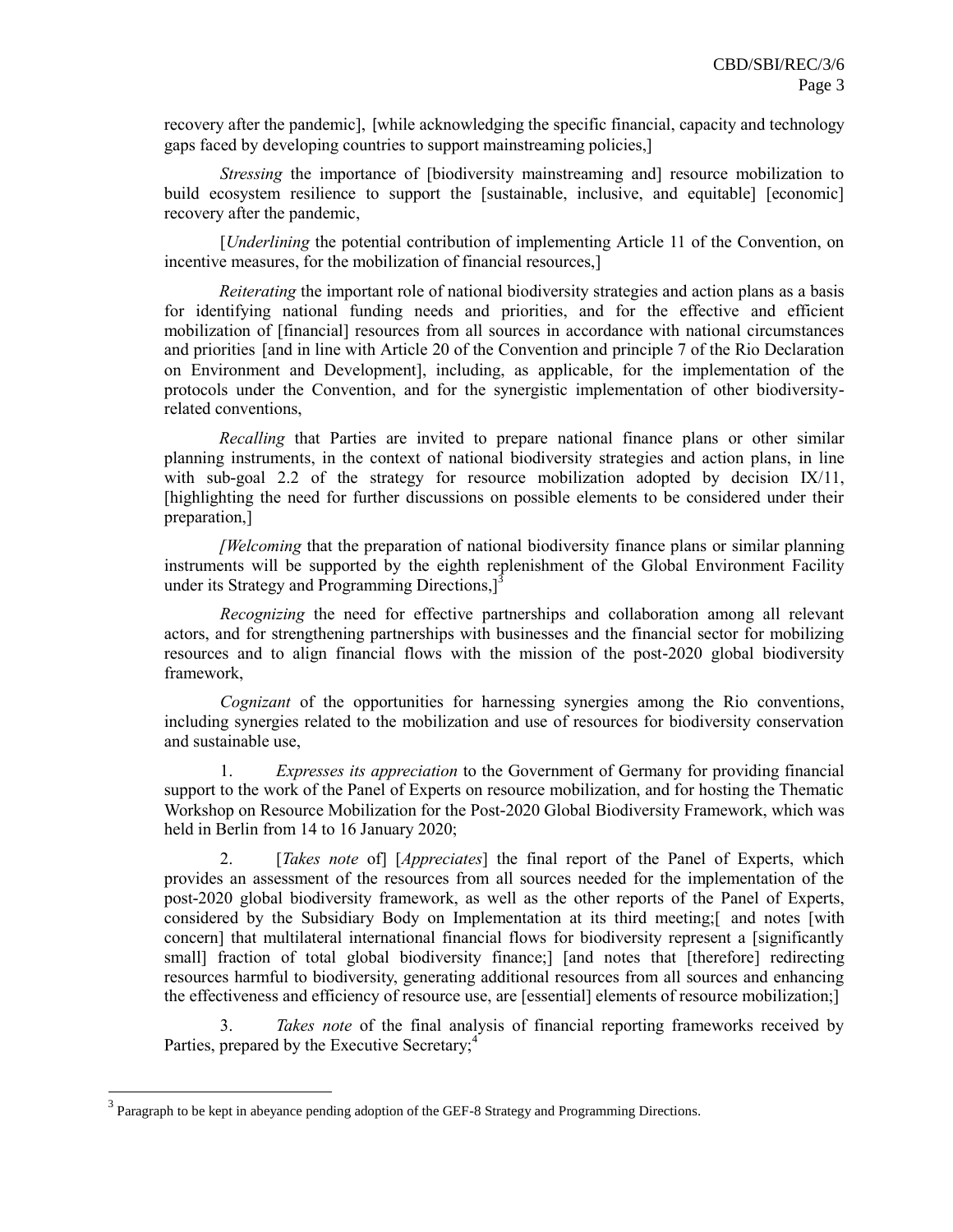recovery after the pandemic], [while acknowledging the specific financial, capacity and technology gaps faced by developing countries to support mainstreaming policies,]

*Stressing* the importance of [biodiversity mainstreaming and] resource mobilization to build ecosystem resilience to support the [sustainable, inclusive, and equitable] [economic] recovery after the pandemic,

[*Underlining* the potential contribution of implementing Article 11 of the Convention, on incentive measures, for the mobilization of financial resources,]

*Reiterating* the important role of national biodiversity strategies and action plans as a basis for identifying national funding needs and priorities, and for the effective and efficient mobilization of [financial] resources from all sources in accordance with national circumstances and priorities [and in line with Article 20 of the Convention and principle 7 of the Rio Declaration on Environment and Development], including, as applicable, for the implementation of the protocols under the Convention, and for the synergistic implementation of other biodiversity-related conventions,

*Recalling* that Parties are invited to prepare national finance plans or other similar planning instruments, in the context of national biodiversity strategies and action plans, in line with sub-goal 2.2 of the strategy for resource mobilization adopted by decision IX/11, [highlighting the need for further discussions on possible elements to be considered under their preparation,]

[*Welcoming* that the preparation of national biodiversity finance plans or similar planning instruments will be supported by the eighth replenishment of the Global Environment Facility under its Strategy and Programming Directions,][3]

*Recognizing* the need for effective partnerships and collaboration among all relevant actors, and for strengthening partnerships with businesses and the financial sector for mobilizing resources and to align financial flows with the mission of the post-2020 global biodiversity framework,

*Cognizant* of the opportunities for harnessing synergies among the Rio conventions, including synergies related to the mobilization and use of resources for biodiversity conservation and sustainable use,

1. *Expresses its appreciation* to the Government of Germany for providing financial support to the work of the Panel of Experts on resource mobilization, and for hosting the Thematic Workshop on Resource Mobilization for the Post-2020 Global Biodiversity Framework, which was held in Berlin from 14 to 16 January 2020;

2. [*Takes note* of] [*Appreciates*] the final report of the Panel of Experts, which provides an assessment of the resources from all sources needed for the implementation of the post-2020 global biodiversity framework, as well as the other reports of the Panel of Experts, considered by the Subsidiary Body on Implementation at its third meeting;[ and notes [with concern] that multilateral international financial flows for biodiversity represent a [significantly small] fraction of total global biodiversity finance;] [and notes that [therefore] redirecting resources harmful to biodiversity, generating additional resources from all sources and enhancing the effectiveness and efficiency of resource use, are [essential] elements of resource mobilization;]

3. *Takes note* of the final analysis of financial reporting frameworks received by Parties, prepared by the Executive Secretary;[4]

---

[3] Paragraph to be kept in abeyance pending adoption of the GEF-8 Strategy and Programming Directions.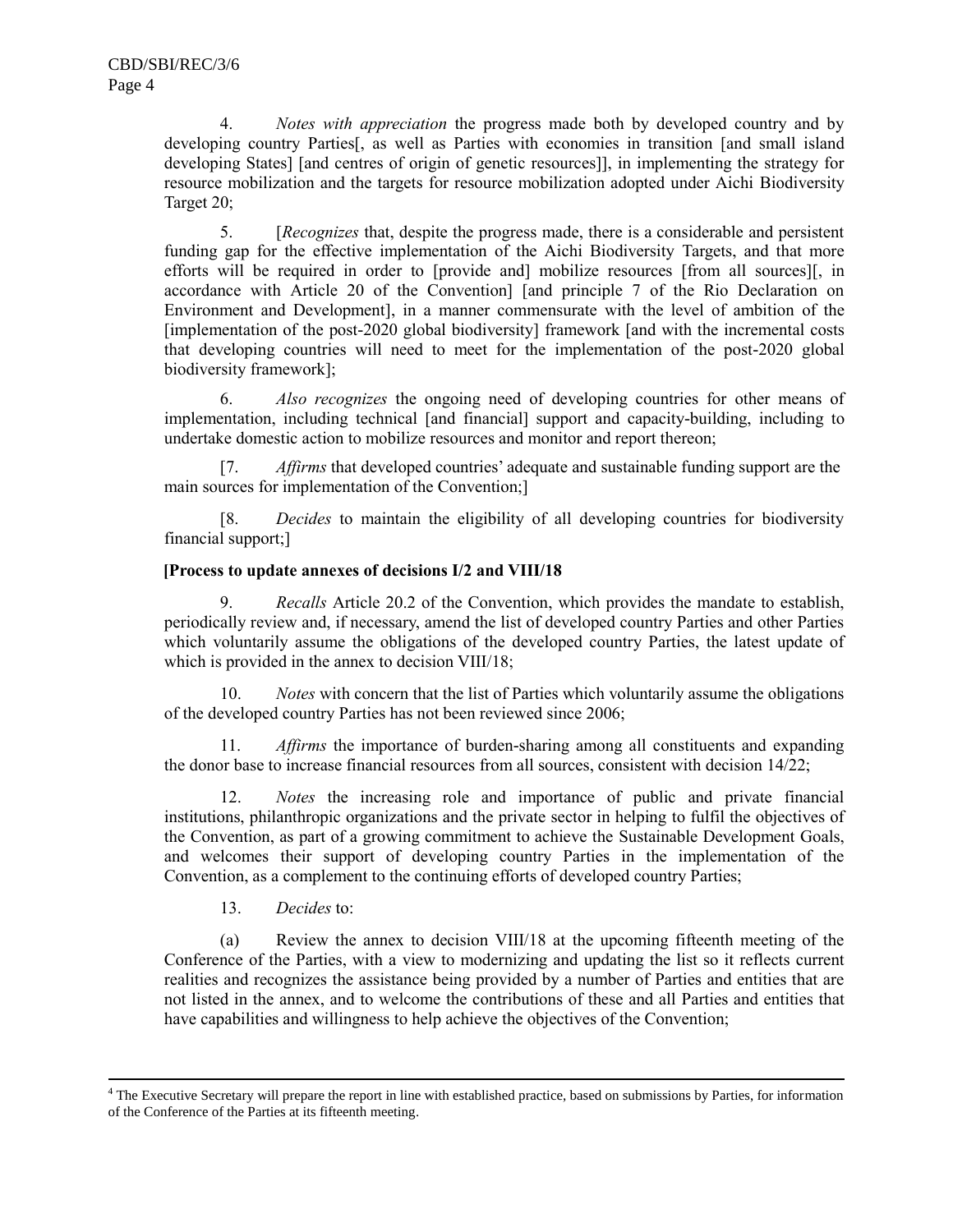4. *Notes with appreciation* the progress made both by developed country and by developing country Parties[, as well as Parties with economies in transition [and small island developing States] [and centres of origin of genetic resources]], in implementing the strategy for resource mobilization and the targets for resource mobilization adopted under Aichi Biodiversity Target 20;

5. [*Recognizes* that, despite the progress made, there is a considerable and persistent funding gap for the effective implementation of the Aichi Biodiversity Targets, and that more efforts will be required in order to [provide and] mobilize resources [from all sources][, in accordance with Article 20 of the Convention] [and principle 7 of the Rio Declaration on Environment and Development], in a manner commensurate with the level of ambition of the [implementation of the post-2020 global biodiversity] framework [and with the incremental costs that developing countries will need to meet for the implementation of the post-2020 global biodiversity framework];

6. *Also recognizes* the ongoing need of developing countries for other means of implementation, including technical [and financial] support and capacity-building, including to undertake domestic action to mobilize resources and monitor and report thereon;

[7. *Affirms* that developed countries' adequate and sustainable funding support are the main sources for implementation of the Convention;]

[8. *Decides* to maintain the eligibility of all developing countries for biodiversity financial support;]

**[Process to update annexes of decisions I/2 and VIII/18**

9. *Recalls* Article 20.2 of the Convention, which provides the mandate to establish, periodically review and, if necessary, amend the list of developed country Parties and other Parties which voluntarily assume the obligations of the developed country Parties, the latest update of which is provided in the annex to decision VIII/18;

10. *Notes* with concern that the list of Parties which voluntarily assume the obligations of the developed country Parties has not been reviewed since 2006;

11. *Affirms* the importance of burden-sharing among all constituents and expanding the donor base to increase financial resources from all sources, consistent with decision 14/22;

12. *Notes* the increasing role and importance of public and private financial institutions, philanthropic organizations and the private sector in helping to fulfil the objectives of the Convention, as part of a growing commitment to achieve the Sustainable Development Goals, and welcomes their support of developing country Parties in the implementation of the Convention, as a complement to the continuing efforts of developed country Parties;

13. *Decides* to:

(a) Review the annex to decision VIII/18 at the upcoming fifteenth meeting of the Conference of the Parties, with a view to modernizing and updating the list so it reflects current realities and recognizes the assistance being provided by a number of Parties and entities that are not listed in the annex, and to welcome the contributions of these and all Parties and entities that have capabilities and willingness to help achieve the objectives of the Convention;

---

[4] The Executive Secretary will prepare the report in line with established practice, based on submissions by Parties, for information of the Conference of the Parties at its fifteenth meeting.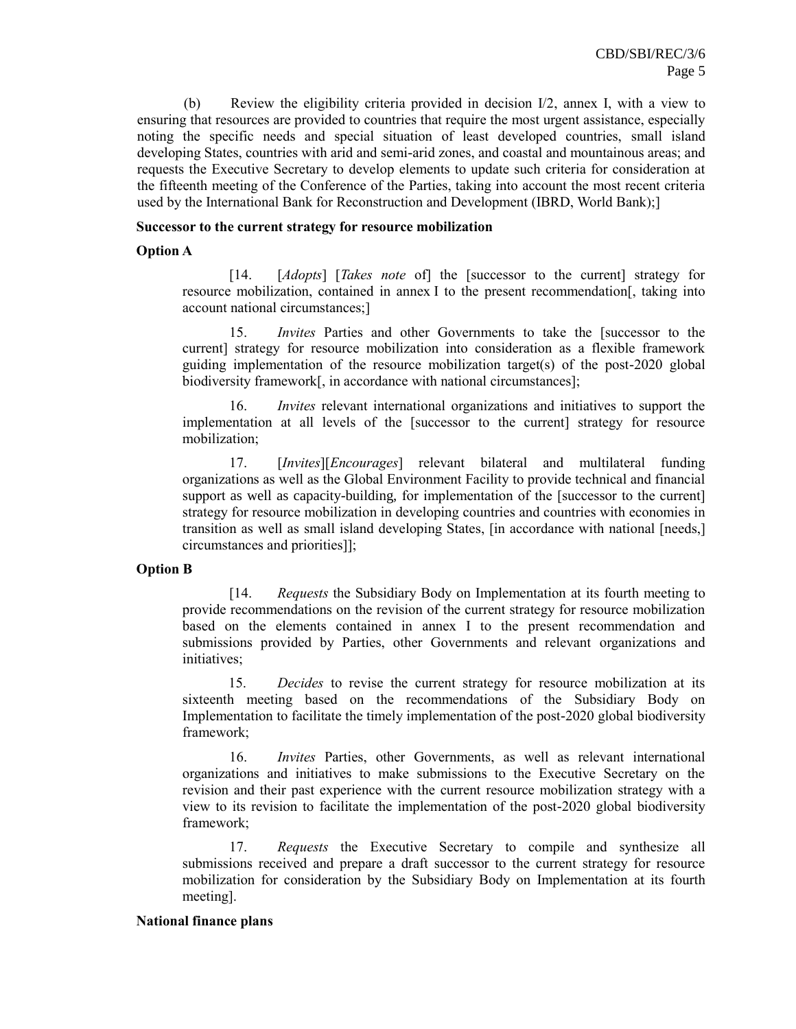(b) Review the eligibility criteria provided in decision I/2, annex I, with a view to ensuring that resources are provided to countries that require the most urgent assistance, especially noting the specific needs and special situation of least developed countries, small island developing States, countries with arid and semi-arid zones, and coastal and mountainous areas; and requests the Executive Secretary to develop elements to update such criteria for consideration at the fifteenth meeting of the Conference of the Parties, taking into account the most recent criteria used by the International Bank for Reconstruction and Development (IBRD, World Bank);]

**Successor to the current strategy for resource mobilization**

**Option A**

[14. [*Adopts*] [*Takes note* of] the [successor to the current] strategy for resource mobilization, contained in annex I to the present recommendation[, taking into account national circumstances;]

15. *Invites* Parties and other Governments to take the [successor to the current] strategy for resource mobilization into consideration as a flexible framework guiding implementation of the resource mobilization target(s) of the post-2020 global biodiversity framework[, in accordance with national circumstances];

16. *Invites* relevant international organizations and initiatives to support the implementation at all levels of the [successor to the current] strategy for resource mobilization;

17. [*Invites*][*Encourages*] relevant bilateral and multilateral funding organizations as well as the Global Environment Facility to provide technical and financial support as well as capacity-building, for implementation of the [successor to the current] strategy for resource mobilization in developing countries and countries with economies in transition as well as small island developing States, [in accordance with national [needs,] circumstances and priorities]];

**Option B**

[14. *Requests* the Subsidiary Body on Implementation at its fourth meeting to provide recommendations on the revision of the current strategy for resource mobilization based on the elements contained in annex I to the present recommendation and submissions provided by Parties, other Governments and relevant organizations and initiatives;

15. *Decides* to revise the current strategy for resource mobilization at its sixteenth meeting based on the recommendations of the Subsidiary Body on Implementation to facilitate the timely implementation of the post-2020 global biodiversity framework;

16. *Invites* Parties, other Governments, as well as relevant international organizations and initiatives to make submissions to the Executive Secretary on the revision and their past experience with the current resource mobilization strategy with a view to its revision to facilitate the implementation of the post-2020 global biodiversity framework;

17. *Requests* the Executive Secretary to compile and synthesize all submissions received and prepare a draft successor to the current strategy for resource mobilization for consideration by the Subsidiary Body on Implementation at its fourth meeting].

**National finance plans**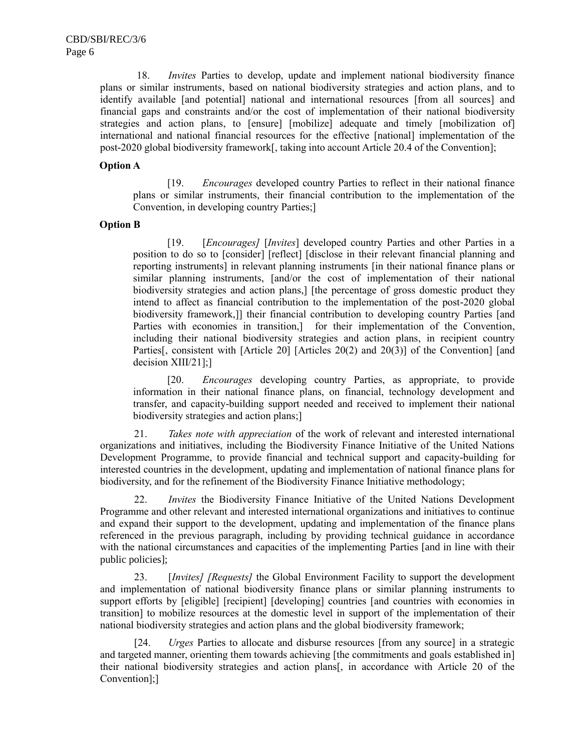18. *Invites* Parties to develop, update and implement national biodiversity finance plans or similar instruments, based on national biodiversity strategies and action plans, and to identify available [and potential] national and international resources [from all sources] and financial gaps and constraints and/or the cost of implementation of their national biodiversity strategies and action plans, to [ensure] [mobilize] adequate and timely [mobilization of] international and national financial resources for the effective [national] implementation of the post-2020 global biodiversity framework[, taking into account Article 20.4 of the Convention];

**Option A**

> [19. *Encourages* developed country Parties to reflect in their national finance plans or similar instruments, their financial contribution to the implementation of the Convention, in developing country Parties;]

**Option B**

> [19. [*Encourages*] [*Invites*] developed country Parties and other Parties in a position to do so to [consider] [reflect] [disclose in their relevant financial planning and reporting instruments] in relevant planning instruments [in their national finance plans or similar planning instruments, [and/or the cost of implementation of their national biodiversity strategies and action plans,] [the percentage of gross domestic product they intend to affect as financial contribution to the implementation of the post-2020 global biodiversity framework,]] their financial contribution to developing country Parties [and Parties with economies in transition,] for their implementation of the Convention, including their national biodiversity strategies and action plans, in recipient country Parties[, consistent with [Article 20] [Articles 20(2) and 20(3)] of the Convention] [and decision XIII/21];]
>
> [20. *Encourages* developing country Parties, as appropriate, to provide information in their national finance plans, on financial, technology development and transfer, and capacity-building support needed and received to implement their national biodiversity strategies and action plans;]

21. *Takes note with appreciation* of the work of relevant and interested international organizations and initiatives, including the Biodiversity Finance Initiative of the United Nations Development Programme, to provide financial and technical support and capacity-building for interested countries in the development, updating and implementation of national finance plans for biodiversity, and for the refinement of the Biodiversity Finance Initiative methodology;

22. *Invites* the Biodiversity Finance Initiative of the United Nations Development Programme and other relevant and interested international organizations and initiatives to continue and expand their support to the development, updating and implementation of the finance plans referenced in the previous paragraph, including by providing technical guidance in accordance with the national circumstances and capacities of the implementing Parties [and in line with their public policies];

23. [*Invites*] [*Requests*] the Global Environment Facility to support the development and implementation of national biodiversity finance plans or similar planning instruments to support efforts by [eligible] [recipient] [developing] countries [and countries with economies in transition] to mobilize resources at the domestic level in support of the implementation of their national biodiversity strategies and action plans and the global biodiversity framework;

[24. *Urges* Parties to allocate and disburse resources [from any source] in a strategic and targeted manner, orienting them towards achieving [the commitments and goals established in] their national biodiversity strategies and action plans[, in accordance with Article 20 of the Convention];]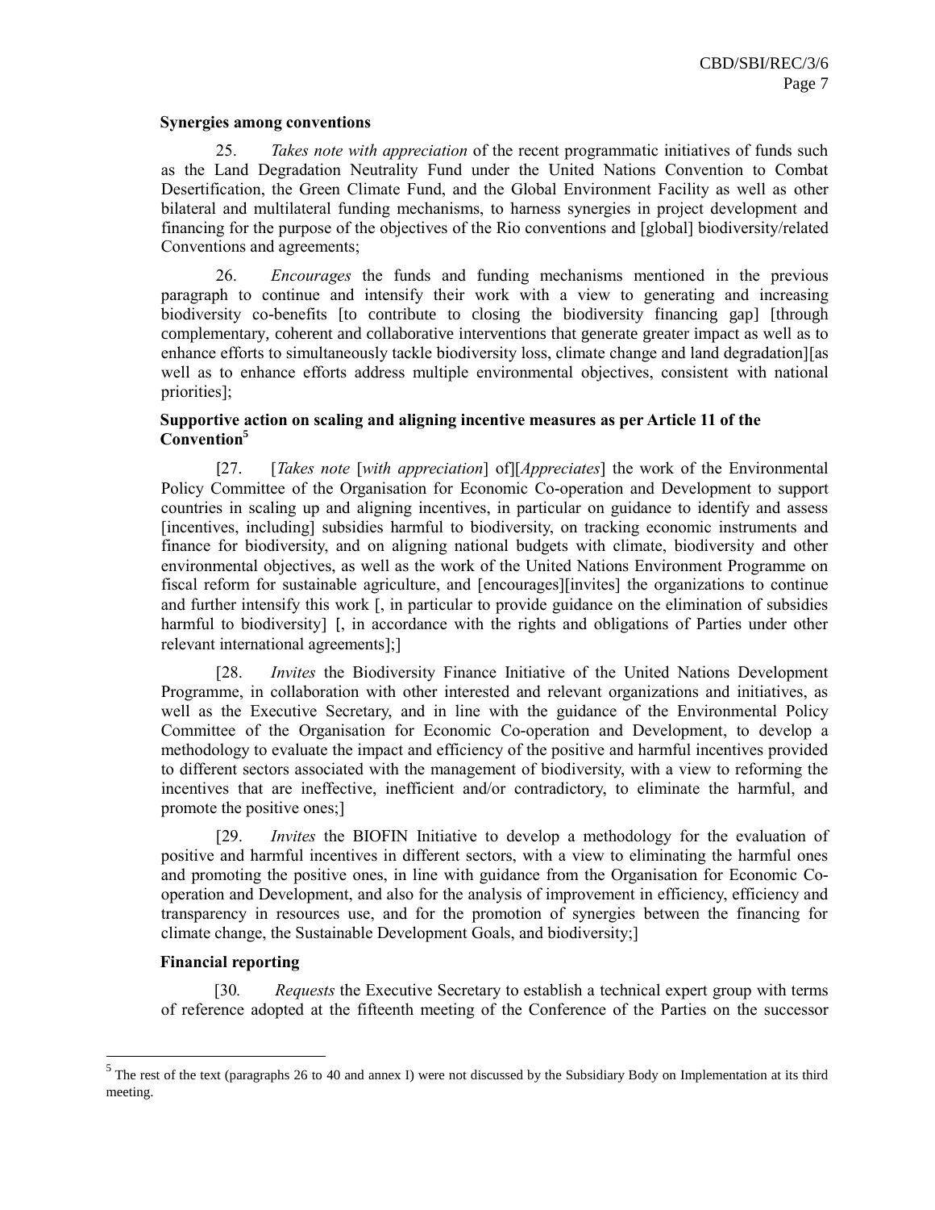**Synergies among conventions**

25. *Takes note with appreciation* of the recent programmatic initiatives of funds such as the Land Degradation Neutrality Fund under the United Nations Convention to Combat Desertification, the Green Climate Fund, and the Global Environment Facility as well as other bilateral and multilateral funding mechanisms, to harness synergies in project development and financing for the purpose of the objectives of the Rio conventions and [global] biodiversity/related Conventions and agreements;

26. *Encourages* the funds and funding mechanisms mentioned in the previous paragraph to continue and intensify their work with a view to generating and increasing biodiversity co-benefits [to contribute to closing the biodiversity financing gap] [through complementary, coherent and collaborative interventions that generate greater impact as well as to enhance efforts to simultaneously tackle biodiversity loss, climate change and land degradation][as well as to enhance efforts address multiple environmental objectives, consistent with national priorities];

**Supportive action on scaling and aligning incentive measures as per Article 11 of the Convention[5]**

[27. [*Takes note* [*with appreciation*] of][*Appreciates*] the work of the Environmental Policy Committee of the Organisation for Economic Co-operation and Development to support countries in scaling up and aligning incentives, in particular on guidance to identify and assess [incentives, including] subsidies harmful to biodiversity, on tracking economic instruments and finance for biodiversity, and on aligning national budgets with climate, biodiversity and other environmental objectives, as well as the work of the United Nations Environment Programme on fiscal reform for sustainable agriculture, and [encourages][invites] the organizations to continue and further intensify this work [, in particular to provide guidance on the elimination of subsidies harmful to biodiversity] [, in accordance with the rights and obligations of Parties under other relevant international agreements];]

[28. *Invites* the Biodiversity Finance Initiative of the United Nations Development Programme, in collaboration with other interested and relevant organizations and initiatives, as well as the Executive Secretary, and in line with the guidance of the Environmental Policy Committee of the Organisation for Economic Co-operation and Development, to develop a methodology to evaluate the impact and efficiency of the positive and harmful incentives provided to different sectors associated with the management of biodiversity, with a view to reforming the incentives that are ineffective, inefficient and/or contradictory, to eliminate the harmful, and promote the positive ones;]

[29. *Invites* the BIOFIN Initiative to develop a methodology for the evaluation of positive and harmful incentives in different sectors, with a view to eliminating the harmful ones and promoting the positive ones, in line with guidance from the Organisation for Economic Co-operation and Development, and also for the analysis of improvement in efficiency, efficiency and transparency in resources use, and for the promotion of synergies between the financing for climate change, the Sustainable Development Goals, and biodiversity;]

**Financial reporting**

[30. *Requests* the Executive Secretary to establish a technical expert group with terms of reference adopted at the fifteenth meeting of the Conference of the Parties on the successor

[5] The rest of the text (paragraphs 26 to 40 and annex I) were not discussed by the Subsidiary Body on Implementation at its third meeting.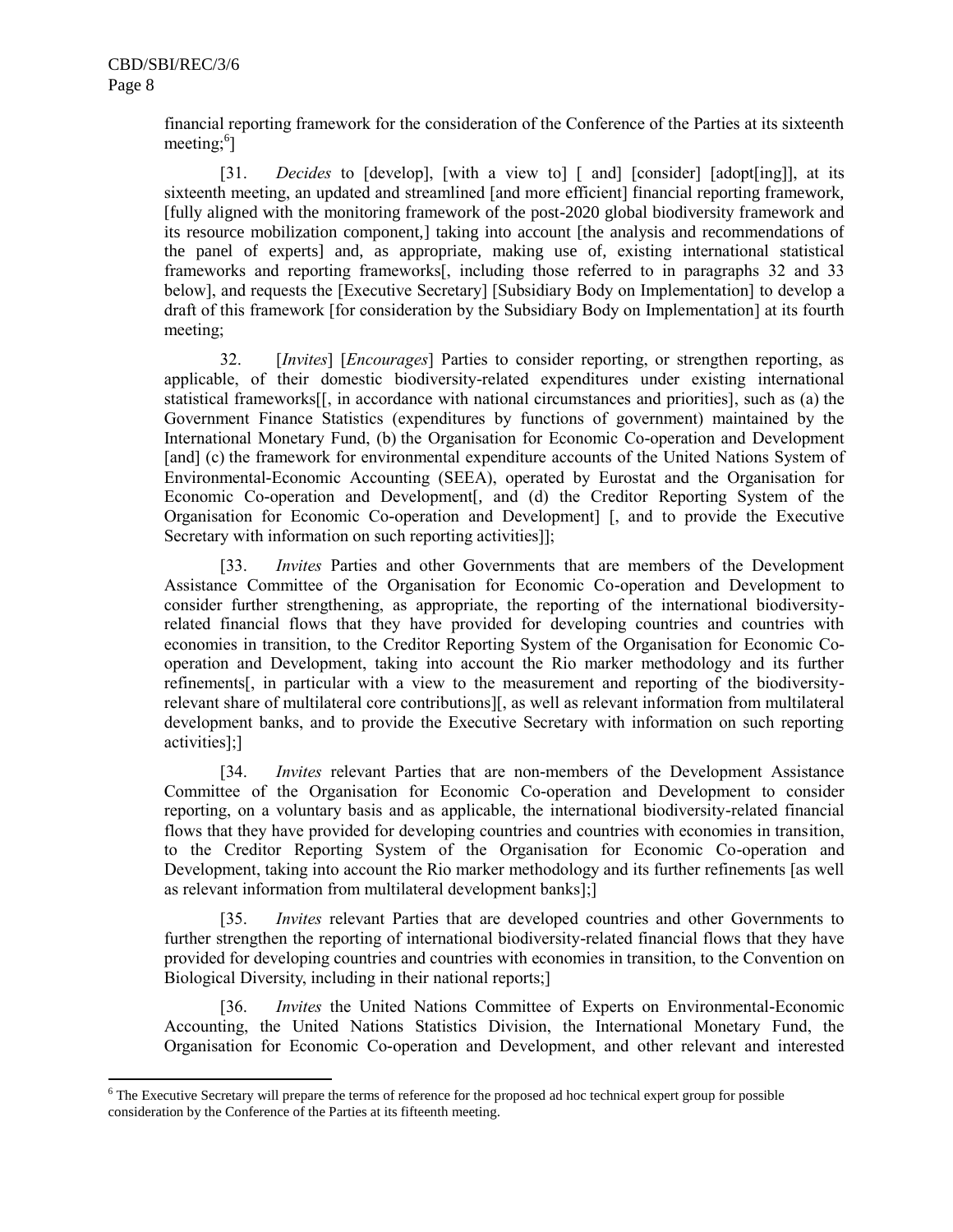financial reporting framework for the consideration of the Conference of the Parties at its sixteenth meeting;[6]]

[31. *Decides* to [develop], [with a view to] [ and] [consider] [adopt[ing]], at its sixteenth meeting, an updated and streamlined [and more efficient] financial reporting framework, [fully aligned with the monitoring framework of the post-2020 global biodiversity framework and its resource mobilization component,] taking into account [the analysis and recommendations of the panel of experts] and, as appropriate, making use of, existing international statistical frameworks and reporting frameworks[, including those referred to in paragraphs 32 and 33 below], and requests the [Executive Secretary] [Subsidiary Body on Implementation] to develop a draft of this framework [for consideration by the Subsidiary Body on Implementation] at its fourth meeting;

32. [*Invites*] [*Encourages*] Parties to consider reporting, or strengthen reporting, as applicable, of their domestic biodiversity-related expenditures under existing international statistical frameworks[[, in accordance with national circumstances and priorities], such as (a) the Government Finance Statistics (expenditures by functions of government) maintained by the International Monetary Fund, (b) the Organisation for Economic Co-operation and Development [and] (c) the framework for environmental expenditure accounts of the United Nations System of Environmental-Economic Accounting (SEEA), operated by Eurostat and the Organisation for Economic Co-operation and Development[, and (d) the Creditor Reporting System of the Organisation for Economic Co-operation and Development] [, and to provide the Executive Secretary with information on such reporting activities]];

[33. *Invites* Parties and other Governments that are members of the Development Assistance Committee of the Organisation for Economic Co-operation and Development to consider further strengthening, as appropriate, the reporting of the international biodiversity-related financial flows that they have provided for developing countries and countries with economies in transition, to the Creditor Reporting System of the Organisation for Economic Co-operation and Development, taking into account the Rio marker methodology and its further refinements[, in particular with a view to the measurement and reporting of the biodiversity-relevant share of multilateral core contributions][, as well as relevant information from multilateral development banks, and to provide the Executive Secretary with information on such reporting activities];]

[34. *Invites* relevant Parties that are non-members of the Development Assistance Committee of the Organisation for Economic Co-operation and Development to consider reporting, on a voluntary basis and as applicable, the international biodiversity-related financial flows that they have provided for developing countries and countries with economies in transition, to the Creditor Reporting System of the Organisation for Economic Co-operation and Development, taking into account the Rio marker methodology and its further refinements [as well as relevant information from multilateral development banks];]

[35. *Invites* relevant Parties that are developed countries and other Governments to further strengthen the reporting of international biodiversity-related financial flows that they have provided for developing countries and countries with economies in transition, to the Convention on Biological Diversity, including in their national reports;]

[36. *Invites* the United Nations Committee of Experts on Environmental-Economic Accounting, the United Nations Statistics Division, the International Monetary Fund, the Organisation for Economic Co-operation and Development, and other relevant and interested

[6] The Executive Secretary will prepare the terms of reference for the proposed ad hoc technical expert group for possible consideration by the Conference of the Parties at its fifteenth meeting.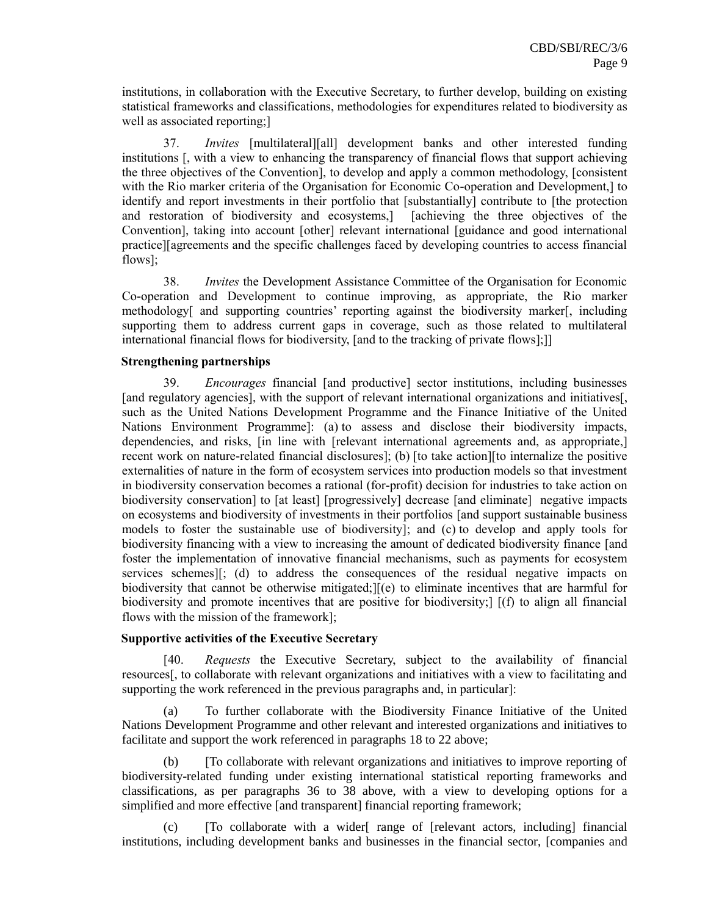institutions, in collaboration with the Executive Secretary, to further develop, building on existing statistical frameworks and classifications, methodologies for expenditures related to biodiversity as well as associated reporting;]

37. *Invites* [multilateral][all] development banks and other interested funding institutions [, with a view to enhancing the transparency of financial flows that support achieving the three objectives of the Convention], to develop and apply a common methodology, [consistent with the Rio marker criteria of the Organisation for Economic Co-operation and Development,] to identify and report investments in their portfolio that [substantially] contribute to [the protection and restoration of biodiversity and ecosystems,] [achieving the three objectives of the Convention], taking into account [other] relevant international [guidance and good international practice][agreements and the specific challenges faced by developing countries to access financial flows];

38. *Invites* the Development Assistance Committee of the Organisation for Economic Co-operation and Development to continue improving, as appropriate, the Rio marker methodology[ and supporting countries' reporting against the biodiversity marker[, including supporting them to address current gaps in coverage, such as those related to multilateral international financial flows for biodiversity, [and to the tracking of private flows];]]

**Strengthening partnerships**

39. *Encourages* financial [and productive] sector institutions, including businesses [and regulatory agencies], with the support of relevant international organizations and initiatives[, such as the United Nations Development Programme and the Finance Initiative of the United Nations Environment Programme]: (a) to assess and disclose their biodiversity impacts, dependencies, and risks, [in line with [relevant international agreements and, as appropriate,] recent work on nature-related financial disclosures]; (b) [to take action][to internalize the positive externalities of nature in the form of ecosystem services into production models so that investment in biodiversity conservation becomes a rational (for-profit) decision for industries to take action on biodiversity conservation] to [at least] [progressively] decrease [and eliminate] negative impacts on ecosystems and biodiversity of investments in their portfolios [and support sustainable business models to foster the sustainable use of biodiversity]; and (c) to develop and apply tools for biodiversity financing with a view to increasing the amount of dedicated biodiversity finance [and foster the implementation of innovative financial mechanisms, such as payments for ecosystem services schemes][; (d) to address the consequences of the residual negative impacts on biodiversity that cannot be otherwise mitigated;][(e) to eliminate incentives that are harmful for biodiversity and promote incentives that are positive for biodiversity;] [(f) to align all financial flows with the mission of the framework];

**Supportive activities of the Executive Secretary**

[40. *Requests* the Executive Secretary, subject to the availability of financial resources[, to collaborate with relevant organizations and initiatives with a view to facilitating and supporting the work referenced in the previous paragraphs and, in particular]:

(a) To further collaborate with the Biodiversity Finance Initiative of the United Nations Development Programme and other relevant and interested organizations and initiatives to facilitate and support the work referenced in paragraphs 18 to 22 above;

(b) [To collaborate with relevant organizations and initiatives to improve reporting of biodiversity-related funding under existing international statistical reporting frameworks and classifications, as per paragraphs 36 to 38 above, with a view to developing options for a simplified and more effective [and transparent] financial reporting framework;

(c) [To collaborate with a wider[ range of [relevant actors, including] financial institutions, including development banks and businesses in the financial sector, [companies and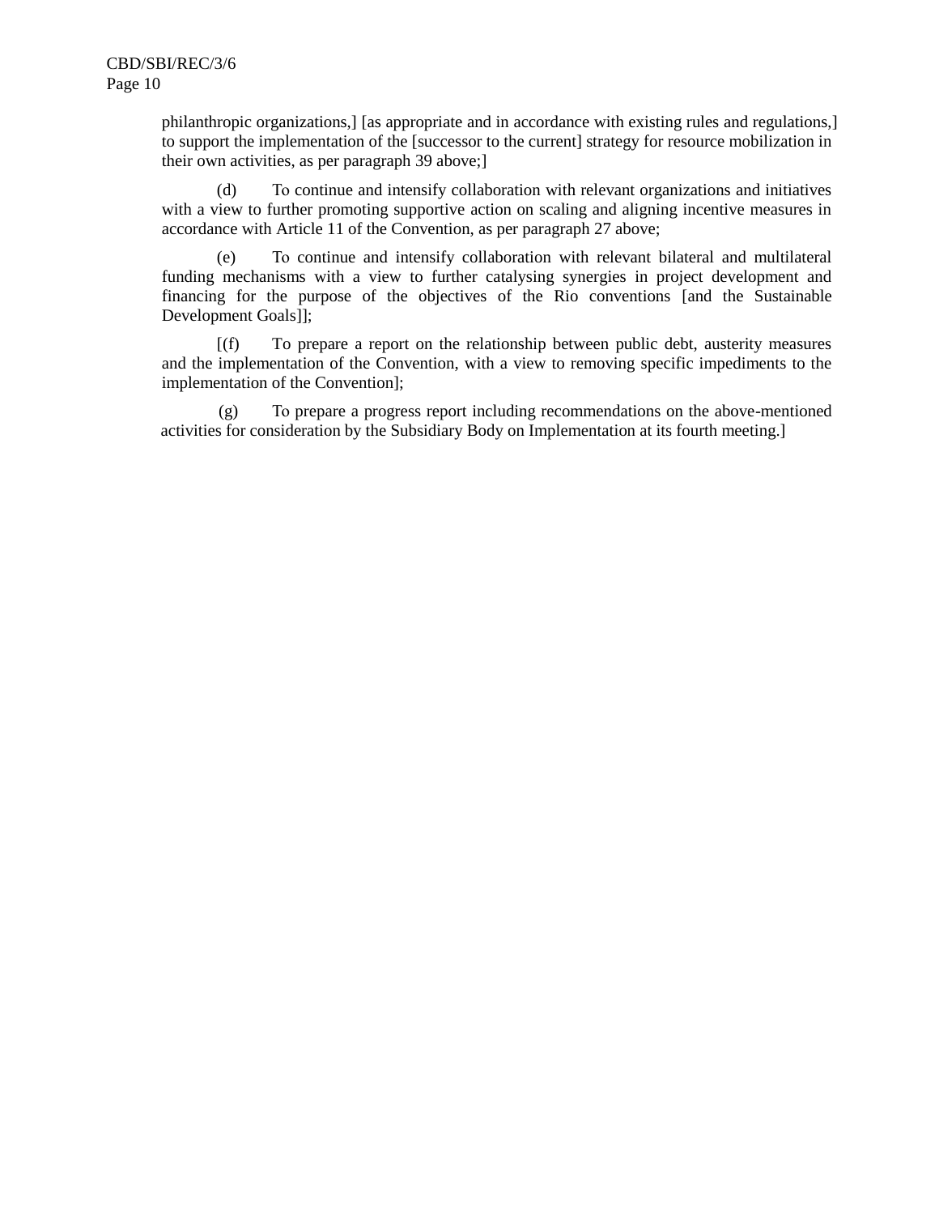philanthropic organizations,] [as appropriate and in accordance with existing rules and regulations,] to support the implementation of the [successor to the current] strategy for resource mobilization in their own activities, as per paragraph 39 above;]

(d) To continue and intensify collaboration with relevant organizations and initiatives with a view to further promoting supportive action on scaling and aligning incentive measures in accordance with Article 11 of the Convention, as per paragraph 27 above;

(e) To continue and intensify collaboration with relevant bilateral and multilateral funding mechanisms with a view to further catalysing synergies in project development and financing for the purpose of the objectives of the Rio conventions [and the Sustainable Development Goals]];

[(f) To prepare a report on the relationship between public debt, austerity measures and the implementation of the Convention, with a view to removing specific impediments to the implementation of the Convention];

(g) To prepare a progress report including recommendations on the above-mentioned activities for consideration by the Subsidiary Body on Implementation at its fourth meeting.]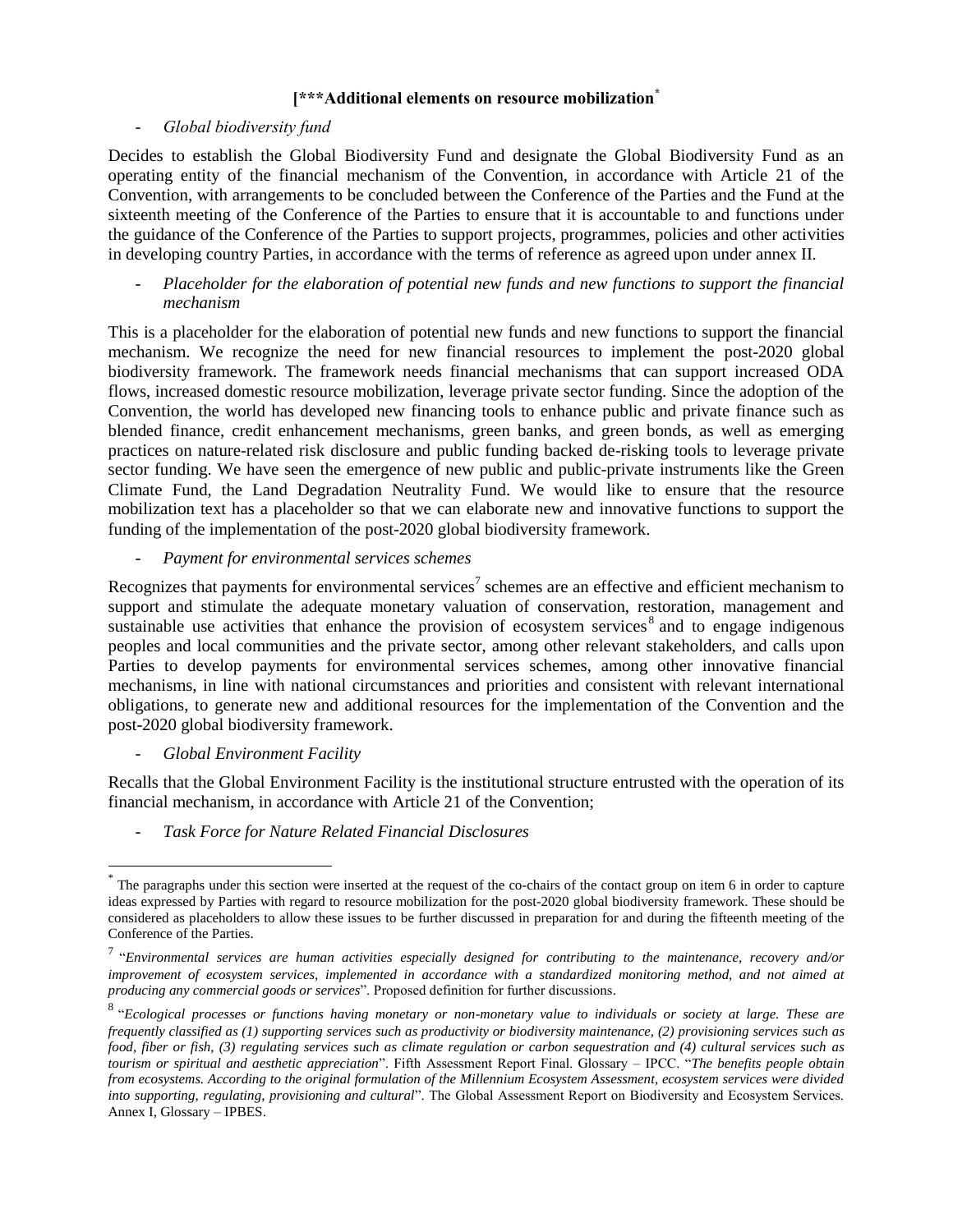**[\*\*\*Additional elements on resource mobilization**[*]

- *Global biodiversity fund*

Decides to establish the Global Biodiversity Fund and designate the Global Biodiversity Fund as an operating entity of the financial mechanism of the Convention, in accordance with Article 21 of the Convention, with arrangements to be concluded between the Conference of the Parties and the Fund at the sixteenth meeting of the Conference of the Parties to ensure that it is accountable to and functions under the guidance of the Conference of the Parties to support projects, programmes, policies and other activities in developing country Parties, in accordance with the terms of reference as agreed upon under annex II.

- *Placeholder for the elaboration of potential new funds and new functions to support the financial mechanism*

This is a placeholder for the elaboration of potential new funds and new functions to support the financial mechanism. We recognize the need for new financial resources to implement the post-2020 global biodiversity framework. The framework needs financial mechanisms that can support increased ODA flows, increased domestic resource mobilization, leverage private sector funding. Since the adoption of the Convention, the world has developed new financing tools to enhance public and private finance such as blended finance, credit enhancement mechanisms, green banks, and green bonds, as well as emerging practices on nature-related risk disclosure and public funding backed de-risking tools to leverage private sector funding. We have seen the emergence of new public and public-private instruments like the Green Climate Fund, the Land Degradation Neutrality Fund. We would like to ensure that the resource mobilization text has a placeholder so that we can elaborate new and innovative functions to support the funding of the implementation of the post-2020 global biodiversity framework.

- *Payment for environmental services schemes*

Recognizes that payments for environmental services[7] schemes are an effective and efficient mechanism to support and stimulate the adequate monetary valuation of conservation, restoration, management and sustainable use activities that enhance the provision of ecosystem services[8] and to engage indigenous peoples and local communities and the private sector, among other relevant stakeholders, and calls upon Parties to develop payments for environmental services schemes, among other innovative financial mechanisms, in line with national circumstances and priorities and consistent with relevant international obligations, to generate new and additional resources for the implementation of the Convention and the post-2020 global biodiversity framework.

- *Global Environment Facility*

Recalls that the Global Environment Facility is the institutional structure entrusted with the operation of its financial mechanism, in accordance with Article 21 of the Convention;

- *Task Force for Nature Related Financial Disclosures*

---

[*] The paragraphs under this section were inserted at the request of the co-chairs of the contact group on item 6 in order to capture ideas expressed by Parties with regard to resource mobilization for the post-2020 global biodiversity framework. These should be considered as placeholders to allow these issues to be further discussed in preparation for and during the fifteenth meeting of the Conference of the Parties.

[7] "*Environmental services are human activities especially designed for contributing to the maintenance, recovery and/or improvement of ecosystem services, implemented in accordance with a standardized monitoring method, and not aimed at producing any commercial goods or services*". Proposed definition for further discussions.

[8] "*Ecological processes or functions having monetary or non-monetary value to individuals or society at large. These are frequently classified as (1) supporting services such as productivity or biodiversity maintenance, (2) provisioning services such as food, fiber or fish, (3) regulating services such as climate regulation or carbon sequestration and (4) cultural services such as tourism or spiritual and aesthetic appreciation*". Fifth Assessment Report Final. Glossary – IPCC. "*The benefits people obtain from ecosystems. According to the original formulation of the Millennium Ecosystem Assessment, ecosystem services were divided into supporting, regulating, provisioning and cultural*". The Global Assessment Report on Biodiversity and Ecosystem Services. Annex I, Glossary – IPBES.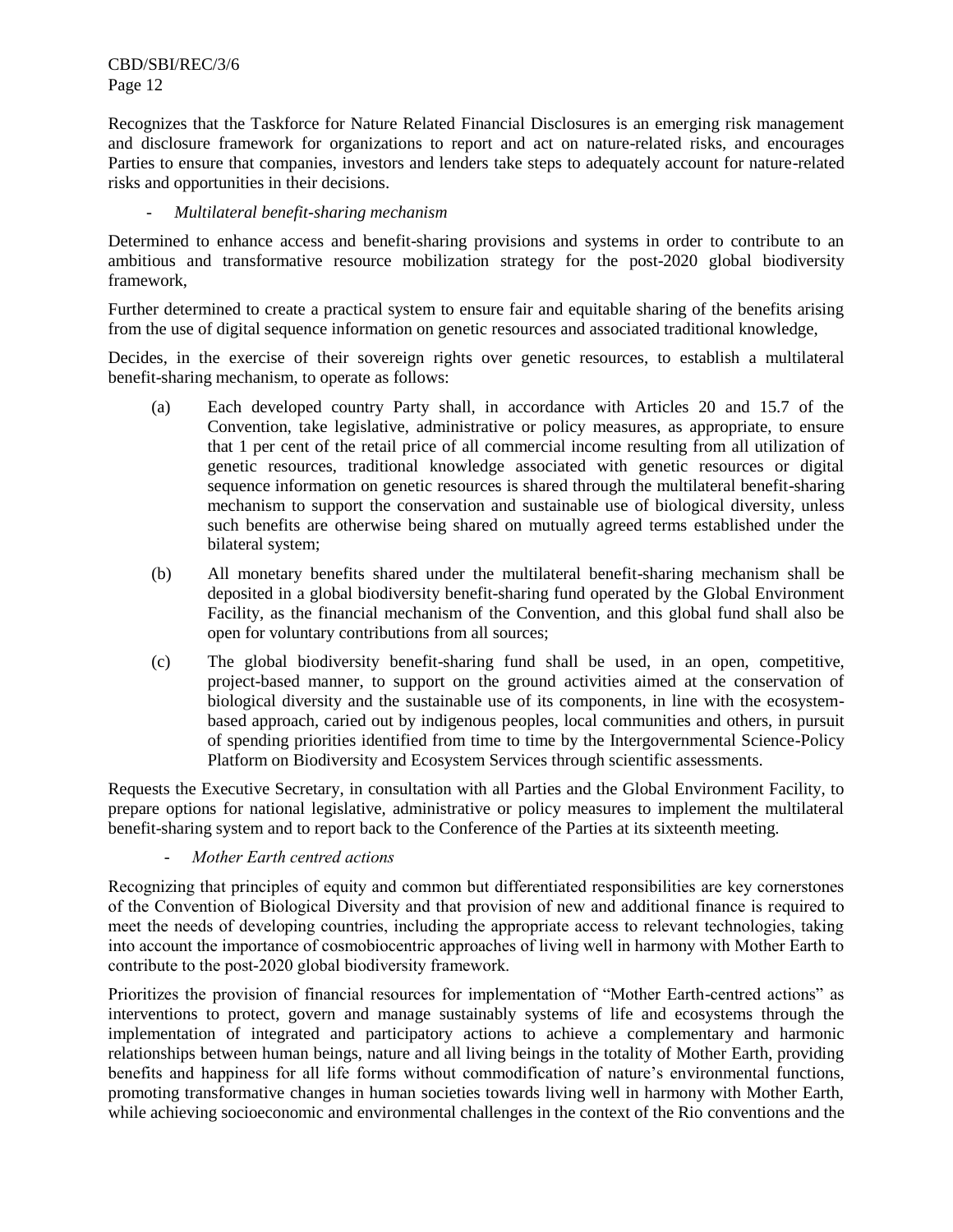Recognizes that the Taskforce for Nature Related Financial Disclosures is an emerging risk management and disclosure framework for organizations to report and act on nature-related risks, and encourages Parties to ensure that companies, investors and lenders take steps to adequately account for nature-related risks and opportunities in their decisions.

- *Multilateral benefit-sharing mechanism*

Determined to enhance access and benefit-sharing provisions and systems in order to contribute to an ambitious and transformative resource mobilization strategy for the post-2020 global biodiversity framework,

Further determined to create a practical system to ensure fair and equitable sharing of the benefits arising from the use of digital sequence information on genetic resources and associated traditional knowledge,

Decides, in the exercise of their sovereign rights over genetic resources, to establish a multilateral benefit-sharing mechanism, to operate as follows:

(a) Each developed country Party shall, in accordance with Articles 20 and 15.7 of the Convention, take legislative, administrative or policy measures, as appropriate, to ensure that 1 per cent of the retail price of all commercial income resulting from all utilization of genetic resources, traditional knowledge associated with genetic resources or digital sequence information on genetic resources is shared through the multilateral benefit-sharing mechanism to support the conservation and sustainable use of biological diversity, unless such benefits are otherwise being shared on mutually agreed terms established under the bilateral system;

(b) All monetary benefits shared under the multilateral benefit-sharing mechanism shall be deposited in a global biodiversity benefit-sharing fund operated by the Global Environment Facility, as the financial mechanism of the Convention, and this global fund shall also be open for voluntary contributions from all sources;

(c) The global biodiversity benefit-sharing fund shall be used, in an open, competitive, project-based manner, to support on the ground activities aimed at the conservation of biological diversity and the sustainable use of its components, in line with the ecosystem-based approach, caried out by indigenous peoples, local communities and others, in pursuit of spending priorities identified from time to time by the Intergovernmental Science-Policy Platform on Biodiversity and Ecosystem Services through scientific assessments.

Requests the Executive Secretary, in consultation with all Parties and the Global Environment Facility, to prepare options for national legislative, administrative or policy measures to implement the multilateral benefit-sharing system and to report back to the Conference of the Parties at its sixteenth meeting.

- *Mother Earth centred actions*

Recognizing that principles of equity and common but differentiated responsibilities are key cornerstones of the Convention of Biological Diversity and that provision of new and additional finance is required to meet the needs of developing countries, including the appropriate access to relevant technologies, taking into account the importance of cosmobiocentric approaches of living well in harmony with Mother Earth to contribute to the post-2020 global biodiversity framework.

Prioritizes the provision of financial resources for implementation of "Mother Earth-centred actions" as interventions to protect, govern and manage sustainably systems of life and ecosystems through the implementation of integrated and participatory actions to achieve a complementary and harmonic relationships between human beings, nature and all living beings in the totality of Mother Earth, providing benefits and happiness for all life forms without commodification of nature's environmental functions, promoting transformative changes in human societies towards living well in harmony with Mother Earth, while achieving socioeconomic and environmental challenges in the context of the Rio conventions and the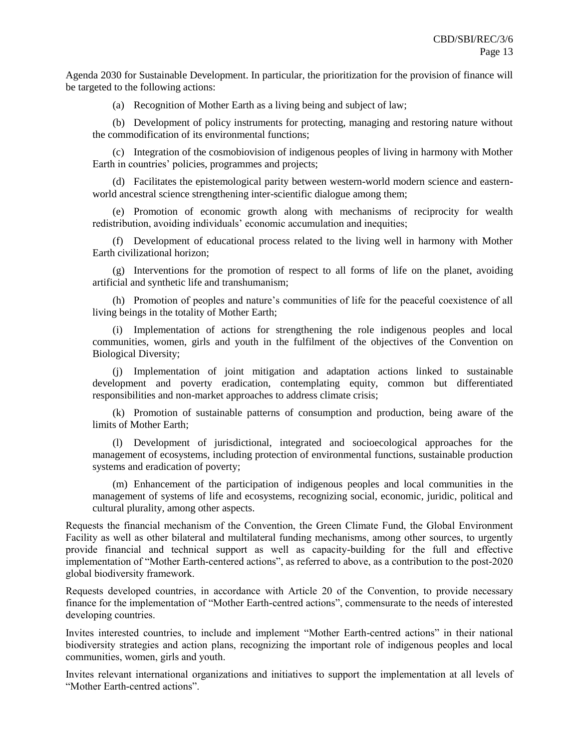Agenda 2030 for Sustainable Development. In particular, the prioritization for the provision of finance will be targeted to the following actions:

(a) Recognition of Mother Earth as a living being and subject of law;

(b) Development of policy instruments for protecting, managing and restoring nature without the commodification of its environmental functions;

(c) Integration of the cosmobiovision of indigenous peoples of living in harmony with Mother Earth in countries' policies, programmes and projects;

(d) Facilitates the epistemological parity between western-world modern science and eastern-world ancestral science strengthening inter-scientific dialogue among them;

(e) Promotion of economic growth along with mechanisms of reciprocity for wealth redistribution, avoiding individuals' economic accumulation and inequities;

(f) Development of educational process related to the living well in harmony with Mother Earth civilizational horizon;

(g) Interventions for the promotion of respect to all forms of life on the planet, avoiding artificial and synthetic life and transhumanism;

(h) Promotion of peoples and nature's communities of life for the peaceful coexistence of all living beings in the totality of Mother Earth;

(i) Implementation of actions for strengthening the role indigenous peoples and local communities, women, girls and youth in the fulfilment of the objectives of the Convention on Biological Diversity;

(j) Implementation of joint mitigation and adaptation actions linked to sustainable development and poverty eradication, contemplating equity, common but differentiated responsibilities and non-market approaches to address climate crisis;

(k) Promotion of sustainable patterns of consumption and production, being aware of the limits of Mother Earth;

(l) Development of jurisdictional, integrated and socioecological approaches for the management of ecosystems, including protection of environmental functions, sustainable production systems and eradication of poverty;

(m) Enhancement of the participation of indigenous peoples and local communities in the management of systems of life and ecosystems, recognizing social, economic, juridic, political and cultural plurality, among other aspects.

Requests the financial mechanism of the Convention, the Green Climate Fund, the Global Environment Facility as well as other bilateral and multilateral funding mechanisms, among other sources, to urgently provide financial and technical support as well as capacity-building for the full and effective implementation of "Mother Earth-centered actions", as referred to above, as a contribution to the post-2020 global biodiversity framework.

Requests developed countries, in accordance with Article 20 of the Convention, to provide necessary finance for the implementation of "Mother Earth-centred actions", commensurate to the needs of interested developing countries.

Invites interested countries, to include and implement "Mother Earth-centred actions" in their national biodiversity strategies and action plans, recognizing the important role of indigenous peoples and local communities, women, girls and youth.

Invites relevant international organizations and initiatives to support the implementation at all levels of "Mother Earth-centred actions".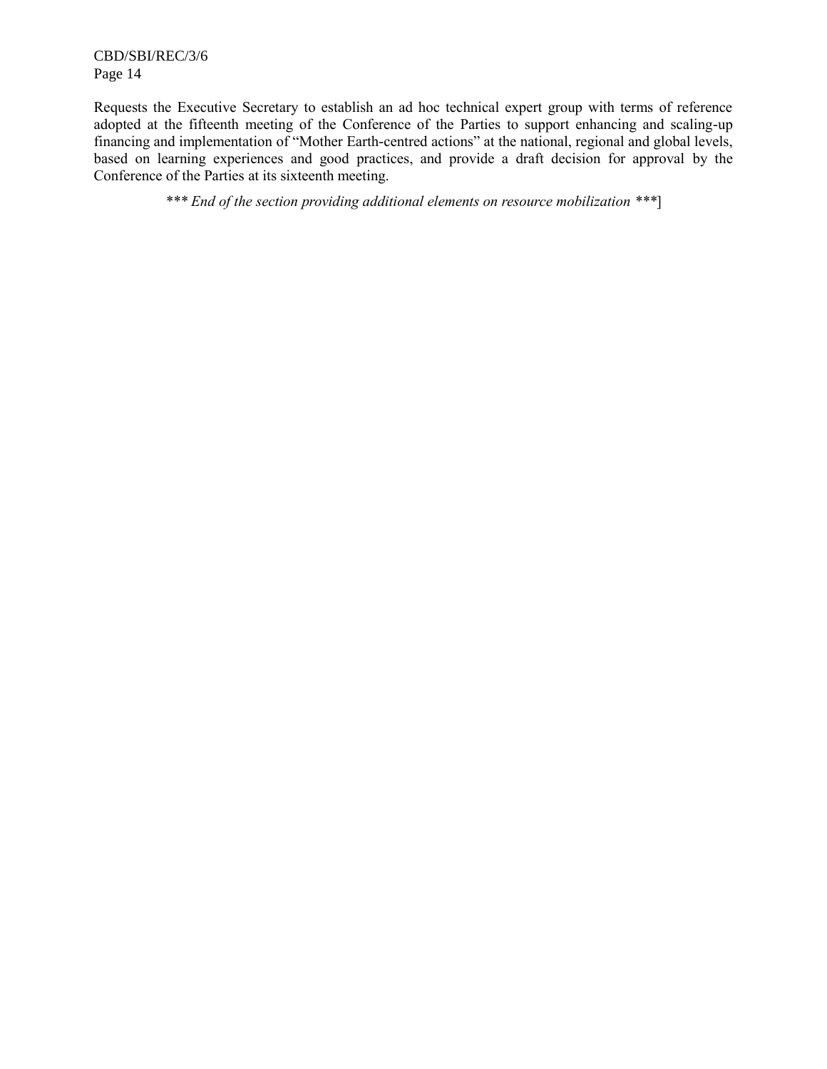Requests the Executive Secretary to establish an ad hoc technical expert group with terms of reference adopted at the fifteenth meeting of the Conference of the Parties to support enhancing and scaling-up financing and implementation of "Mother Earth-centred actions" at the national, regional and global levels, based on learning experiences and good practices, and provide a draft decision for approval by the Conference of the Parties at its sixteenth meeting.

*\*\*\* End of the section providing additional elements on resource mobilization \*\*\**]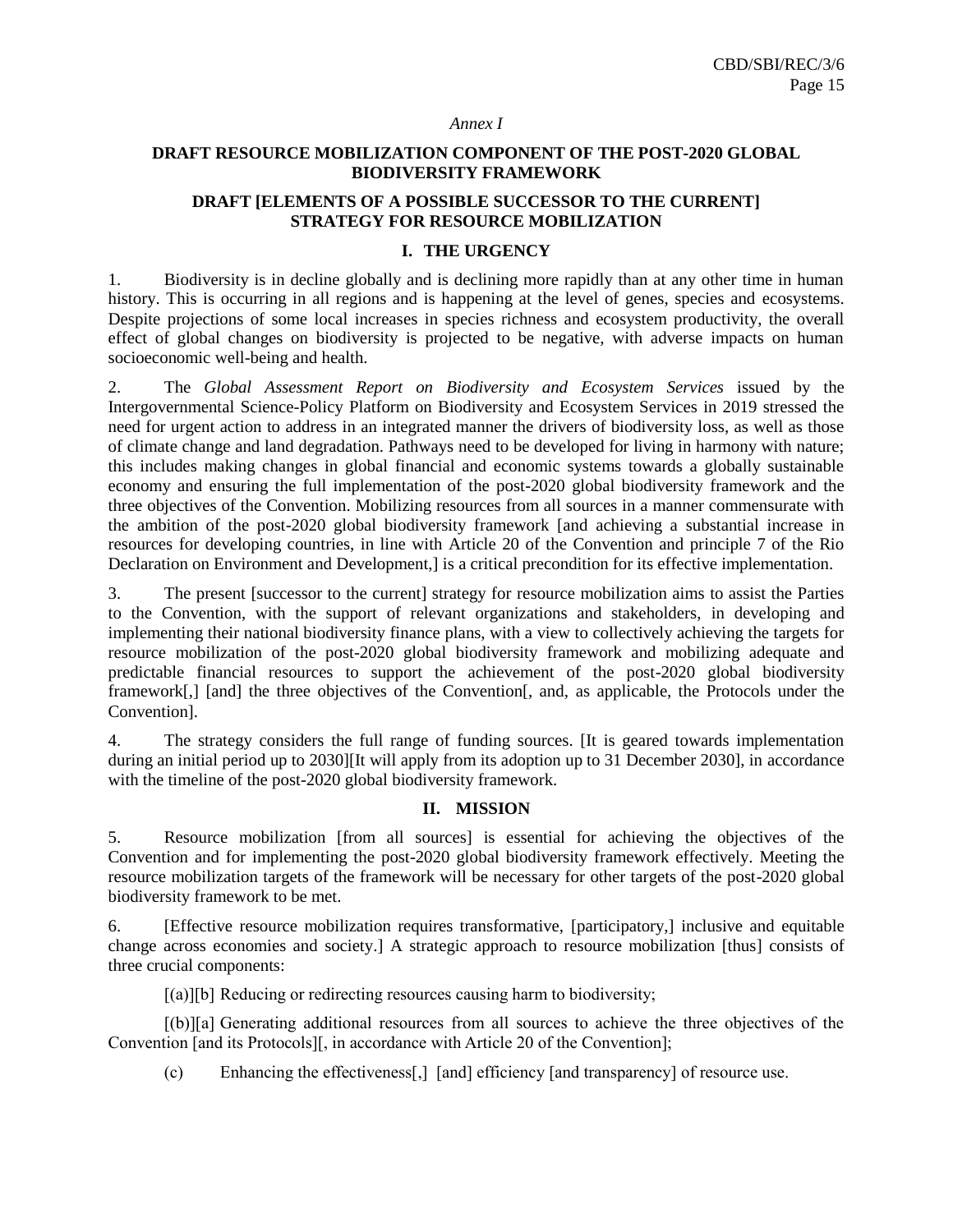*Annex I*

# DRAFT RESOURCE MOBILIZATION COMPONENT OF THE POST-2020 GLOBAL BIODIVERSITY FRAMEWORK

## DRAFT [ELEMENTS OF A POSSIBLE SUCCESSOR TO THE CURRENT] STRATEGY FOR RESOURCE MOBILIZATION

### I. THE URGENCY

1. Biodiversity is in decline globally and is declining more rapidly than at any other time in human history. This is occurring in all regions and is happening at the level of genes, species and ecosystems. Despite projections of some local increases in species richness and ecosystem productivity, the overall effect of global changes on biodiversity is projected to be negative, with adverse impacts on human socioeconomic well-being and health.

2. The *Global Assessment Report on Biodiversity and Ecosystem Services* issued by the Intergovernmental Science-Policy Platform on Biodiversity and Ecosystem Services in 2019 stressed the need for urgent action to address in an integrated manner the drivers of biodiversity loss, as well as those of climate change and land degradation. Pathways need to be developed for living in harmony with nature; this includes making changes in global financial and economic systems towards a globally sustainable economy and ensuring the full implementation of the post-2020 global biodiversity framework and the three objectives of the Convention. Mobilizing resources from all sources in a manner commensurate with the ambition of the post-2020 global biodiversity framework [and achieving a substantial increase in resources for developing countries, in line with Article 20 of the Convention and principle 7 of the Rio Declaration on Environment and Development,] is a critical precondition for its effective implementation.

3. The present [successor to the current] strategy for resource mobilization aims to assist the Parties to the Convention, with the support of relevant organizations and stakeholders, in developing and implementing their national biodiversity finance plans, with a view to collectively achieving the targets for resource mobilization of the post-2020 global biodiversity framework and mobilizing adequate and predictable financial resources to support the achievement of the post-2020 global biodiversity framework[,] [and] the three objectives of the Convention[, and, as applicable, the Protocols under the Convention].

4. The strategy considers the full range of funding sources. [It is geared towards implementation during an initial period up to 2030][It will apply from its adoption up to 31 December 2030], in accordance with the timeline of the post-2020 global biodiversity framework.

### II. MISSION

5. Resource mobilization [from all sources] is essential for achieving the objectives of the Convention and for implementing the post-2020 global biodiversity framework effectively. Meeting the resource mobilization targets of the framework will be necessary for other targets of the post-2020 global biodiversity framework to be met.

6. [Effective resource mobilization requires transformative, [participatory,] inclusive and equitable change across economies and society.] A strategic approach to resource mobilization [thus] consists of three crucial components:

[(a)][b] Reducing or redirecting resources causing harm to biodiversity;

[(b)][a] Generating additional resources from all sources to achieve the three objectives of the Convention [and its Protocols][, in accordance with Article 20 of the Convention];

(c) Enhancing the effectiveness[,] [and] efficiency [and transparency] of resource use.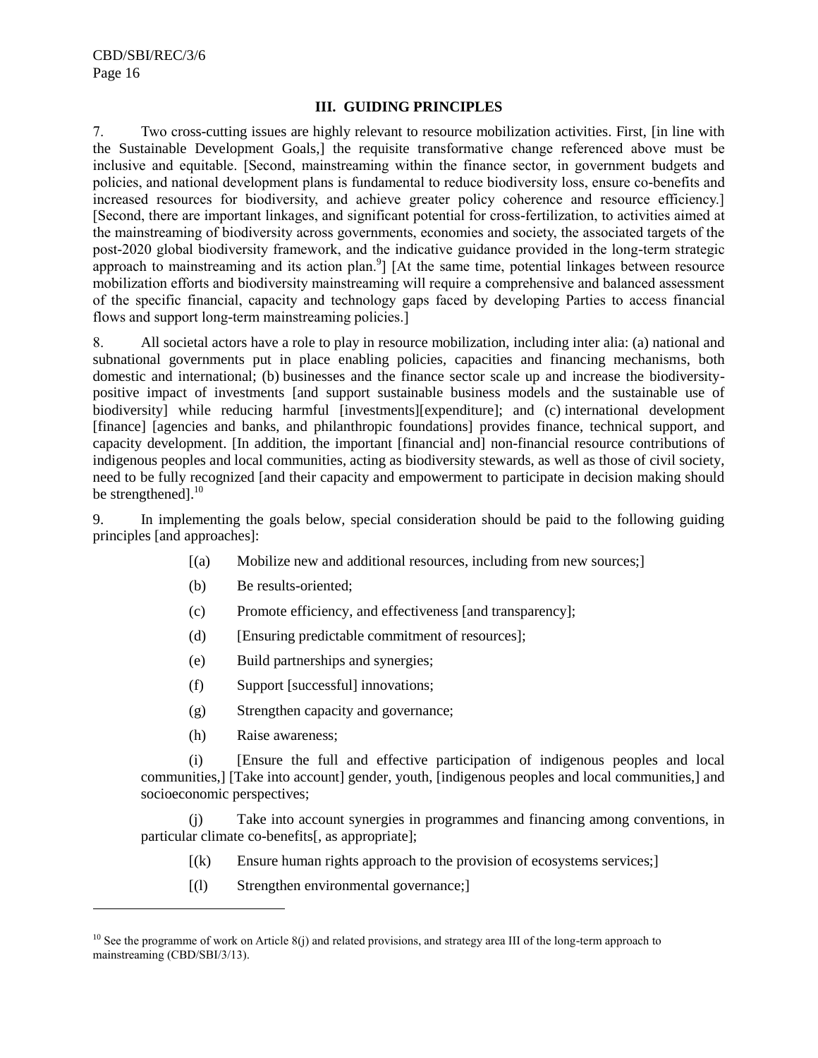### III. GUIDING PRINCIPLES

7. Two cross-cutting issues are highly relevant to resource mobilization activities. First, [in line with the Sustainable Development Goals,] the requisite transformative change referenced above must be inclusive and equitable. [Second, mainstreaming within the finance sector, in government budgets and policies, and national development plans is fundamental to reduce biodiversity loss, ensure co-benefits and increased resources for biodiversity, and achieve greater policy coherence and resource efficiency.] [Second, there are important linkages, and significant potential for cross-fertilization, to activities aimed at the mainstreaming of biodiversity across governments, economies and society, the associated targets of the post-2020 global biodiversity framework, and the indicative guidance provided in the long-term strategic approach to mainstreaming and its action plan.[9]] [At the same time, potential linkages between resource mobilization efforts and biodiversity mainstreaming will require a comprehensive and balanced assessment of the specific financial, capacity and technology gaps faced by developing Parties to access financial flows and support long-term mainstreaming policies.]

8. All societal actors have a role to play in resource mobilization, including inter alia: (a) national and subnational governments put in place enabling policies, capacities and financing mechanisms, both domestic and international; (b) businesses and the finance sector scale up and increase the biodiversity-positive impact of investments [and support sustainable business models and the sustainable use of biodiversity] while reducing harmful [investments][expenditure]; and (c) international development [finance] [agencies and banks, and philanthropic foundations] provides finance, technical support, and capacity development. [In addition, the important [financial and] non-financial resource contributions of indigenous peoples and local communities, acting as biodiversity stewards, as well as those of civil society, need to be fully recognized [and their capacity and empowerment to participate in decision making should be strengthened].[10]

9. In implementing the goals below, special consideration should be paid to the following guiding principles [and approaches]:

[(a) Mobilize new and additional resources, including from new sources;]

(b) Be results-oriented;

(c) Promote efficiency, and effectiveness [and transparency];

(d) [Ensuring predictable commitment of resources];

(e) Build partnerships and synergies;

(f) Support [successful] innovations;

(g) Strengthen capacity and governance;

(h) Raise awareness;

(i) [Ensure the full and effective participation of indigenous peoples and local communities,] [Take into account] gender, youth, [indigenous peoples and local communities,] and socioeconomic perspectives;

(j) Take into account synergies in programmes and financing among conventions, in particular climate co-benefits[, as appropriate];

[(k) Ensure human rights approach to the provision of ecosystems services;]

[(l) Strengthen environmental governance;]

---

[10] See the programme of work on Article 8(j) and related provisions, and strategy area III of the long-term approach to mainstreaming (CBD/SBI/3/13).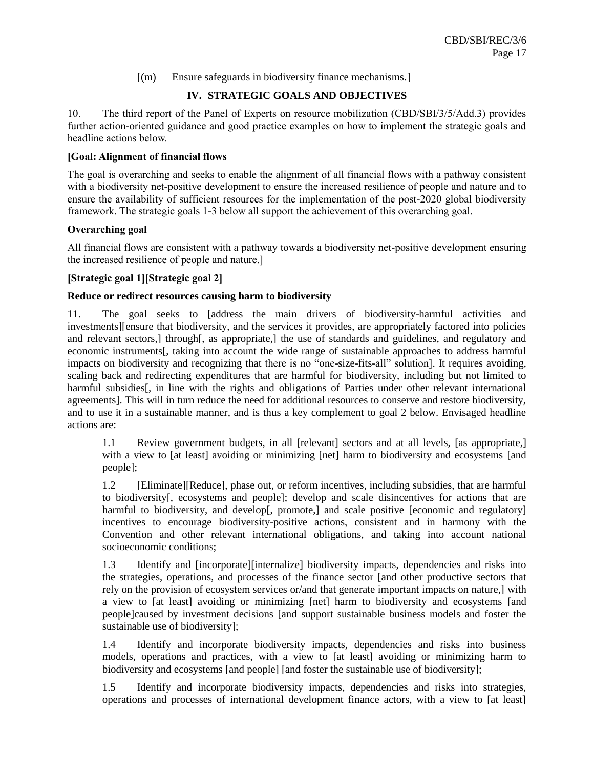[(m) Ensure safeguards in biodiversity finance mechanisms.]

## IV. STRATEGIC GOALS AND OBJECTIVES

10. The third report of the Panel of Experts on resource mobilization (CBD/SBI/3/5/Add.3) provides further action-oriented guidance and good practice examples on how to implement the strategic goals and headline actions below.

**[Goal: Alignment of financial flows**

The goal is overarching and seeks to enable the alignment of all financial flows with a pathway consistent with a biodiversity net-positive development to ensure the increased resilience of people and nature and to ensure the availability of sufficient resources for the implementation of the post-2020 global biodiversity framework. The strategic goals 1-3 below all support the achievement of this overarching goal.

**Overarching goal**

All financial flows are consistent with a pathway towards a biodiversity net-positive development ensuring the increased resilience of people and nature.]

**[Strategic goal 1][Strategic goal 2]**

**Reduce or redirect resources causing harm to biodiversity**

11. The goal seeks to [address the main drivers of biodiversity-harmful activities and investments][ensure that biodiversity, and the services it provides, are appropriately factored into policies and relevant sectors,] through[, as appropriate,] the use of standards and guidelines, and regulatory and economic instruments[, taking into account the wide range of sustainable approaches to address harmful impacts on biodiversity and recognizing that there is no "one-size-fits-all" solution]. It requires avoiding, scaling back and redirecting expenditures that are harmful for biodiversity, including but not limited to harmful subsidies[, in line with the rights and obligations of Parties under other relevant international agreements]. This will in turn reduce the need for additional resources to conserve and restore biodiversity, and to use it in a sustainable manner, and is thus a key complement to goal 2 below. Envisaged headline actions are:

1.1 Review government budgets, in all [relevant] sectors and at all levels, [as appropriate,] with a view to [at least] avoiding or minimizing [net] harm to biodiversity and ecosystems [and people];

1.2 [Eliminate][Reduce], phase out, or reform incentives, including subsidies, that are harmful to biodiversity[, ecosystems and people]; develop and scale disincentives for actions that are harmful to biodiversity, and develop[, promote,] and scale positive [economic and regulatory] incentives to encourage biodiversity-positive actions, consistent and in harmony with the Convention and other relevant international obligations, and taking into account national socioeconomic conditions;

1.3 Identify and [incorporate][internalize] biodiversity impacts, dependencies and risks into the strategies, operations, and processes of the finance sector [and other productive sectors that rely on the provision of ecosystem services or/and that generate important impacts on nature,] with a view to [at least] avoiding or minimizing [net] harm to biodiversity and ecosystems [and people]caused by investment decisions [and support sustainable business models and foster the sustainable use of biodiversity];

1.4 Identify and incorporate biodiversity impacts, dependencies and risks into business models, operations and practices, with a view to [at least] avoiding or minimizing harm to biodiversity and ecosystems [and people] [and foster the sustainable use of biodiversity];

1.5 Identify and incorporate biodiversity impacts, dependencies and risks into strategies, operations and processes of international development finance actors, with a view to [at least]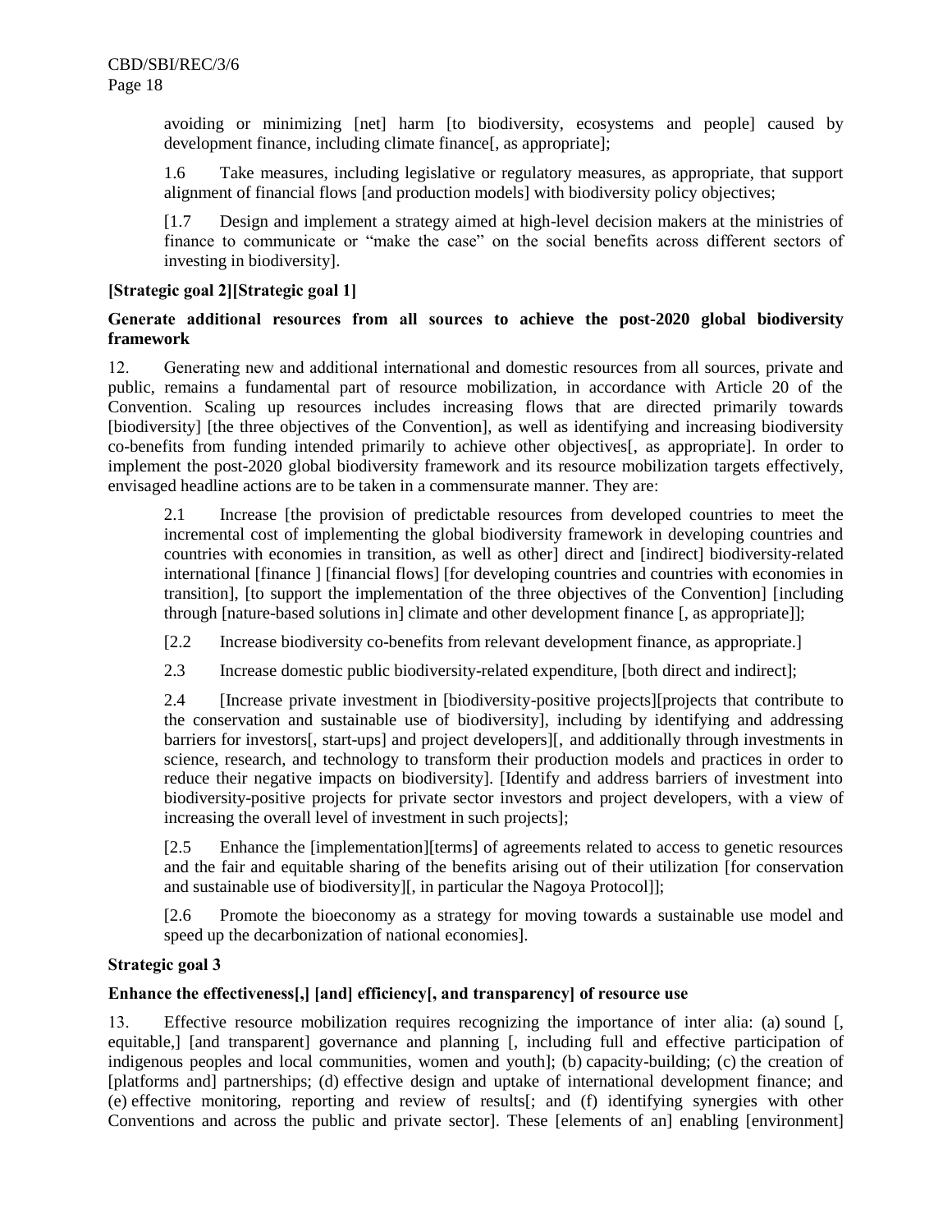avoiding or minimizing [net] harm [to biodiversity, ecosystems and people] caused by development finance, including climate finance[, as appropriate];

1.6 Take measures, including legislative or regulatory measures, as appropriate, that support alignment of financial flows [and production models] with biodiversity policy objectives;

[1.7 Design and implement a strategy aimed at high-level decision makers at the ministries of finance to communicate or "make the case" on the social benefits across different sectors of investing in biodiversity].

**[Strategic goal 2][Strategic goal 1]**

**Generate additional resources from all sources to achieve the post-2020 global biodiversity framework**

12. Generating new and additional international and domestic resources from all sources, private and public, remains a fundamental part of resource mobilization, in accordance with Article 20 of the Convention. Scaling up resources includes increasing flows that are directed primarily towards [biodiversity] [the three objectives of the Convention], as well as identifying and increasing biodiversity co-benefits from funding intended primarily to achieve other objectives[, as appropriate]. In order to implement the post-2020 global biodiversity framework and its resource mobilization targets effectively, envisaged headline actions are to be taken in a commensurate manner. They are:

2.1 Increase [the provision of predictable resources from developed countries to meet the incremental cost of implementing the global biodiversity framework in developing countries and countries with economies in transition, as well as other] direct and [indirect] biodiversity-related international [finance ] [financial flows] [for developing countries and countries with economies in transition], [to support the implementation of the three objectives of the Convention] [including through [nature-based solutions in] climate and other development finance [, as appropriate]];

[2.2 Increase biodiversity co-benefits from relevant development finance, as appropriate.]

2.3 Increase domestic public biodiversity-related expenditure, [both direct and indirect];

2.4 [Increase private investment in [biodiversity-positive projects][projects that contribute to the conservation and sustainable use of biodiversity], including by identifying and addressing barriers for investors[, start-ups] and project developers][, and additionally through investments in science, research, and technology to transform their production models and practices in order to reduce their negative impacts on biodiversity]. [Identify and address barriers of investment into biodiversity-positive projects for private sector investors and project developers, with a view of increasing the overall level of investment in such projects];

[2.5 Enhance the [implementation][terms] of agreements related to access to genetic resources and the fair and equitable sharing of the benefits arising out of their utilization [for conservation and sustainable use of biodiversity][, in particular the Nagoya Protocol]];

[2.6 Promote the bioeconomy as a strategy for moving towards a sustainable use model and speed up the decarbonization of national economies].

**Strategic goal 3**

**Enhance the effectiveness[,] [and] efficiency[, and transparency] of resource use**

13. Effective resource mobilization requires recognizing the importance of inter alia: (a) sound [, equitable,] [and transparent] governance and planning [, including full and effective participation of indigenous peoples and local communities, women and youth]; (b) capacity-building; (c) the creation of [platforms and] partnerships; (d) effective design and uptake of international development finance; and (e) effective monitoring, reporting and review of results[; and (f) identifying synergies with other Conventions and across the public and private sector]. These [elements of an] enabling [environment]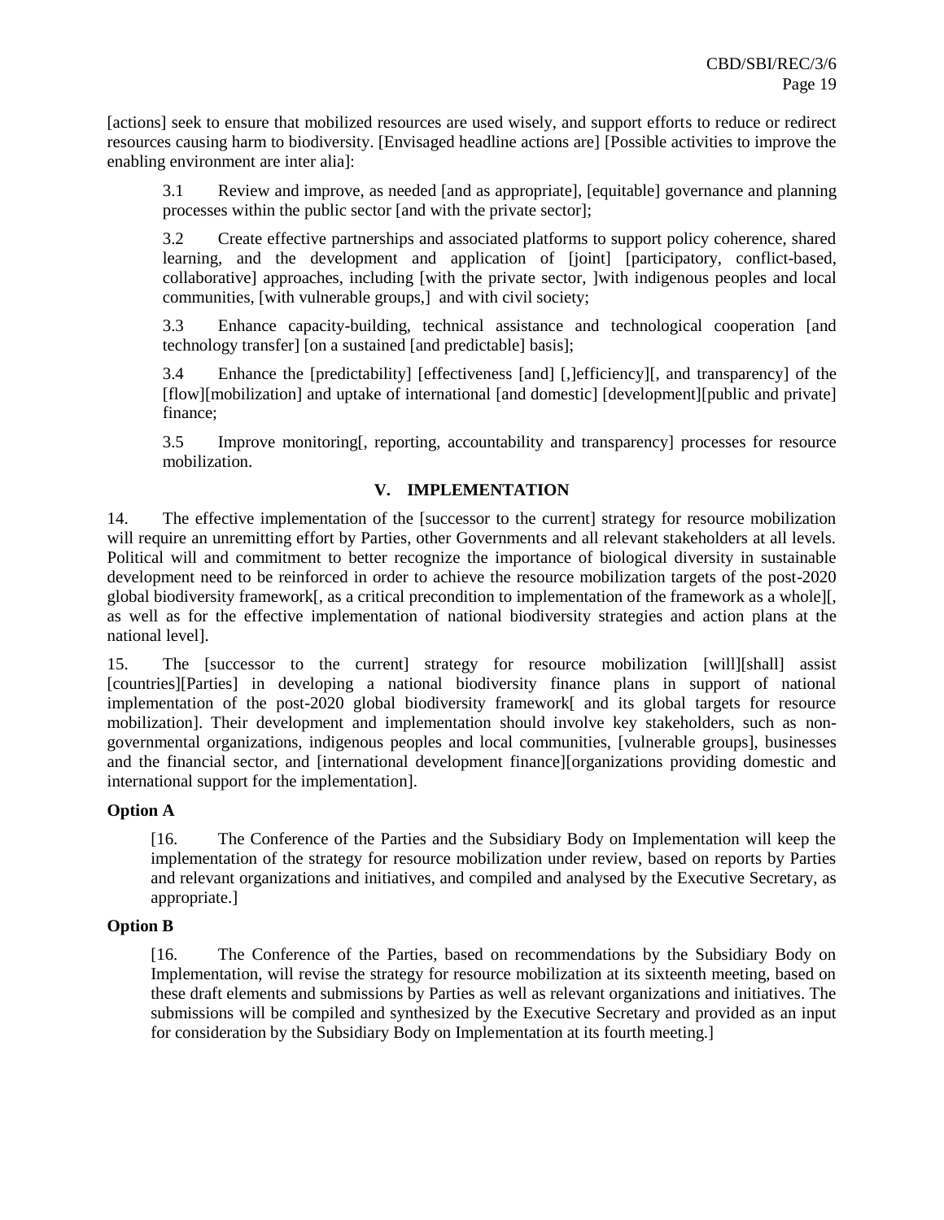[actions] seek to ensure that mobilized resources are used wisely, and support efforts to reduce or redirect resources causing harm to biodiversity. [Envisaged headline actions are] [Possible activities to improve the enabling environment are inter alia]:

> 3.1 Review and improve, as needed [and as appropriate], [equitable] governance and planning processes within the public sector [and with the private sector];
>
> 3.2 Create effective partnerships and associated platforms to support policy coherence, shared learning, and the development and application of [joint] [participatory, conflict-based, collaborative] approaches, including [with the private sector, ]with indigenous peoples and local communities, [with vulnerable groups,] and with civil society;
>
> 3.3 Enhance capacity-building, technical assistance and technological cooperation [and technology transfer] [on a sustained [and predictable] basis];
>
> 3.4 Enhance the [predictability] [effectiveness [and] [,]efficiency][, and transparency] of the [flow][mobilization] and uptake of international [and domestic] [development][public and private] finance;
>
> 3.5 Improve monitoring[, reporting, accountability and transparency] processes for resource mobilization.

## V. IMPLEMENTATION

14. The effective implementation of the [successor to the current] strategy for resource mobilization will require an unremitting effort by Parties, other Governments and all relevant stakeholders at all levels. Political will and commitment to better recognize the importance of biological diversity in sustainable development need to be reinforced in order to achieve the resource mobilization targets of the post-2020 global biodiversity framework[, as a critical precondition to implementation of the framework as a whole][, as well as for the effective implementation of national biodiversity strategies and action plans at the national level].

15. The [successor to the current] strategy for resource mobilization [will][shall] assist [countries][Parties] in developing a national biodiversity finance plans in support of national implementation of the post-2020 global biodiversity framework[ and its global targets for resource mobilization]. Their development and implementation should involve key stakeholders, such as non-governmental organizations, indigenous peoples and local communities, [vulnerable groups], businesses and the financial sector, and [international development finance][organizations providing domestic and international support for the implementation].

**Option A**

> [16. The Conference of the Parties and the Subsidiary Body on Implementation will keep the implementation of the strategy for resource mobilization under review, based on reports by Parties and relevant organizations and initiatives, and compiled and analysed by the Executive Secretary, as appropriate.]

**Option B**

> [16. The Conference of the Parties, based on recommendations by the Subsidiary Body on Implementation, will revise the strategy for resource mobilization at its sixteenth meeting, based on these draft elements and submissions by Parties as well as relevant organizations and initiatives. The submissions will be compiled and synthesized by the Executive Secretary and provided as an input for consideration by the Subsidiary Body on Implementation at its fourth meeting.]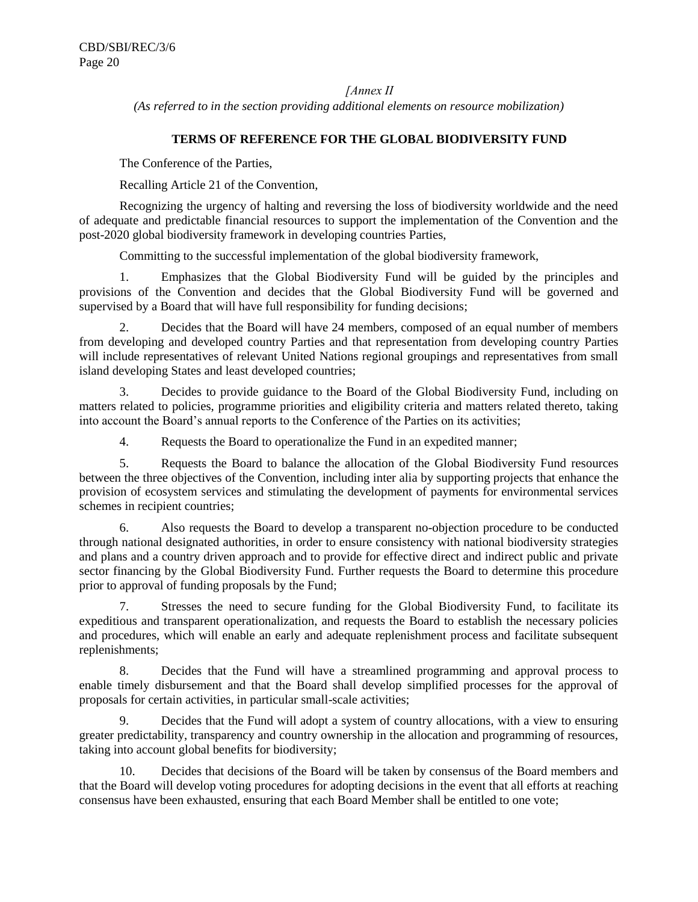*[Annex II*

*(As referred to in the section providing additional elements on resource mobilization)*

**TERMS OF REFERENCE FOR THE GLOBAL BIODIVERSITY FUND**

The Conference of the Parties,

Recalling Article 21 of the Convention,

Recognizing the urgency of halting and reversing the loss of biodiversity worldwide and the need of adequate and predictable financial resources to support the implementation of the Convention and the post-2020 global biodiversity framework in developing countries Parties,

Committing to the successful implementation of the global biodiversity framework,

1. Emphasizes that the Global Biodiversity Fund will be guided by the principles and provisions of the Convention and decides that the Global Biodiversity Fund will be governed and supervised by a Board that will have full responsibility for funding decisions;

2. Decides that the Board will have 24 members, composed of an equal number of members from developing and developed country Parties and that representation from developing country Parties will include representatives of relevant United Nations regional groupings and representatives from small island developing States and least developed countries;

3. Decides to provide guidance to the Board of the Global Biodiversity Fund, including on matters related to policies, programme priorities and eligibility criteria and matters related thereto, taking into account the Board's annual reports to the Conference of the Parties on its activities;

4. Requests the Board to operationalize the Fund in an expedited manner;

5. Requests the Board to balance the allocation of the Global Biodiversity Fund resources between the three objectives of the Convention, including inter alia by supporting projects that enhance the provision of ecosystem services and stimulating the development of payments for environmental services schemes in recipient countries;

6. Also requests the Board to develop a transparent no-objection procedure to be conducted through national designated authorities, in order to ensure consistency with national biodiversity strategies and plans and a country driven approach and to provide for effective direct and indirect public and private sector financing by the Global Biodiversity Fund. Further requests the Board to determine this procedure prior to approval of funding proposals by the Fund;

7. Stresses the need to secure funding for the Global Biodiversity Fund, to facilitate its expeditious and transparent operationalization, and requests the Board to establish the necessary policies and procedures, which will enable an early and adequate replenishment process and facilitate subsequent replenishments;

8. Decides that the Fund will have a streamlined programming and approval process to enable timely disbursement and that the Board shall develop simplified processes for the approval of proposals for certain activities, in particular small-scale activities;

9. Decides that the Fund will adopt a system of country allocations, with a view to ensuring greater predictability, transparency and country ownership in the allocation and programming of resources, taking into account global benefits for biodiversity;

10. Decides that decisions of the Board will be taken by consensus of the Board members and that the Board will develop voting procedures for adopting decisions in the event that all efforts at reaching consensus have been exhausted, ensuring that each Board Member shall be entitled to one vote;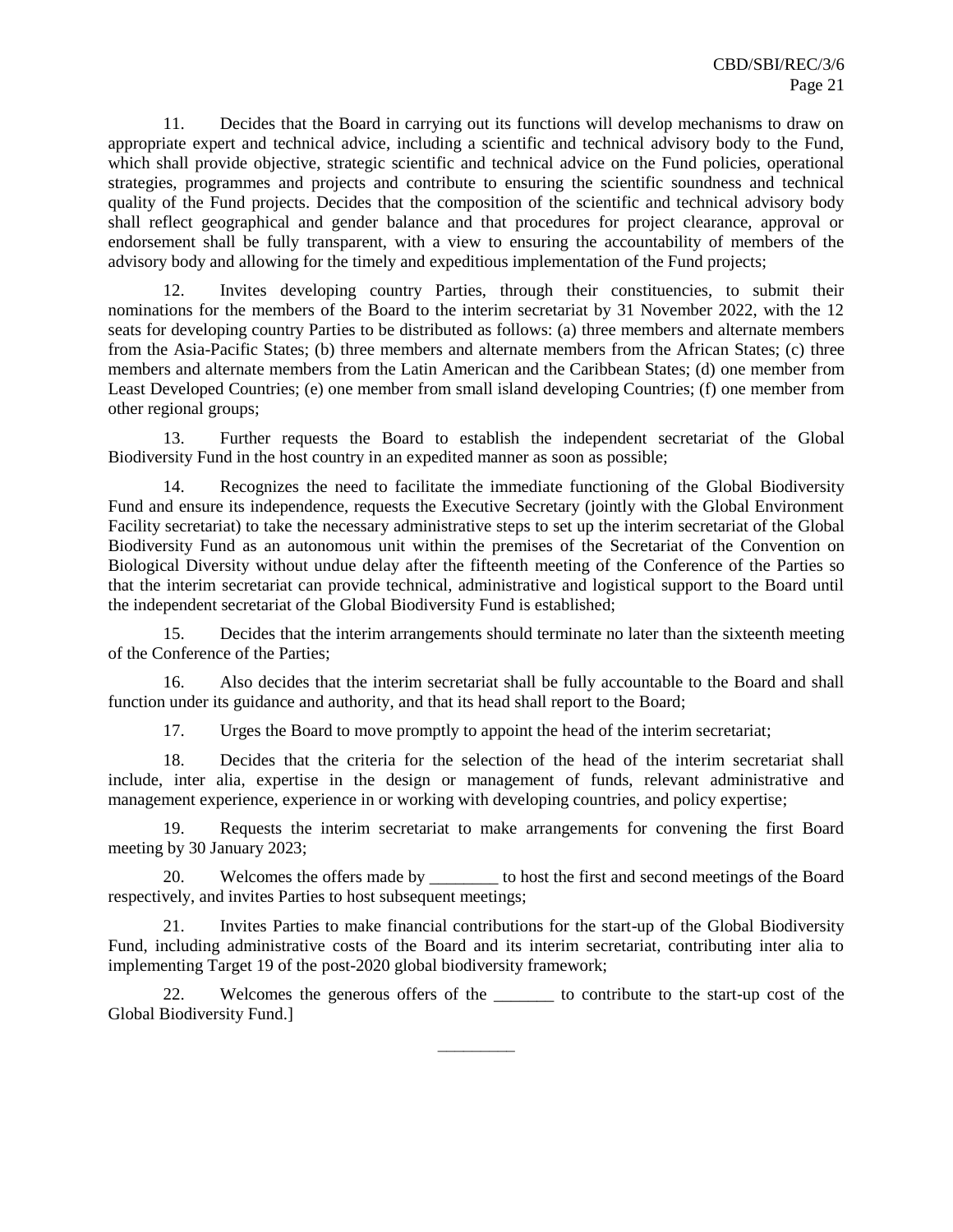11. Decides that the Board in carrying out its functions will develop mechanisms to draw on appropriate expert and technical advice, including a scientific and technical advisory body to the Fund, which shall provide objective, strategic scientific and technical advice on the Fund policies, operational strategies, programmes and projects and contribute to ensuring the scientific soundness and technical quality of the Fund projects. Decides that the composition of the scientific and technical advisory body shall reflect geographical and gender balance and that procedures for project clearance, approval or endorsement shall be fully transparent, with a view to ensuring the accountability of members of the advisory body and allowing for the timely and expeditious implementation of the Fund projects;

12. Invites developing country Parties, through their constituencies, to submit their nominations for the members of the Board to the interim secretariat by 31 November 2022, with the 12 seats for developing country Parties to be distributed as follows: (a) three members and alternate members from the Asia-Pacific States; (b) three members and alternate members from the African States; (c) three members and alternate members from the Latin American and the Caribbean States; (d) one member from Least Developed Countries; (e) one member from small island developing Countries; (f) one member from other regional groups;

13. Further requests the Board to establish the independent secretariat of the Global Biodiversity Fund in the host country in an expedited manner as soon as possible;

14. Recognizes the need to facilitate the immediate functioning of the Global Biodiversity Fund and ensure its independence, requests the Executive Secretary (jointly with the Global Environment Facility secretariat) to take the necessary administrative steps to set up the interim secretariat of the Global Biodiversity Fund as an autonomous unit within the premises of the Secretariat of the Convention on Biological Diversity without undue delay after the fifteenth meeting of the Conference of the Parties so that the interim secretariat can provide technical, administrative and logistical support to the Board until the independent secretariat of the Global Biodiversity Fund is established;

15. Decides that the interim arrangements should terminate no later than the sixteenth meeting of the Conference of the Parties;

16. Also decides that the interim secretariat shall be fully accountable to the Board and shall function under its guidance and authority, and that its head shall report to the Board;

17. Urges the Board to move promptly to appoint the head of the interim secretariat;

18. Decides that the criteria for the selection of the head of the interim secretariat shall include, inter alia, expertise in the design or management of funds, relevant administrative and management experience, experience in or working with developing countries, and policy expertise;

19. Requests the interim secretariat to make arrangements for convening the first Board meeting by 30 January 2023;

20. Welcomes the offers made by ________ to host the first and second meetings of the Board respectively, and invites Parties to host subsequent meetings;

21. Invites Parties to make financial contributions for the start-up of the Global Biodiversity Fund, including administrative costs of the Board and its interim secretariat, contributing inter alia to implementing Target 19 of the post-2020 global biodiversity framework;

22. Welcomes the generous offers of the _______ to contribute to the start-up cost of the Global Biodiversity Fund.]

__________